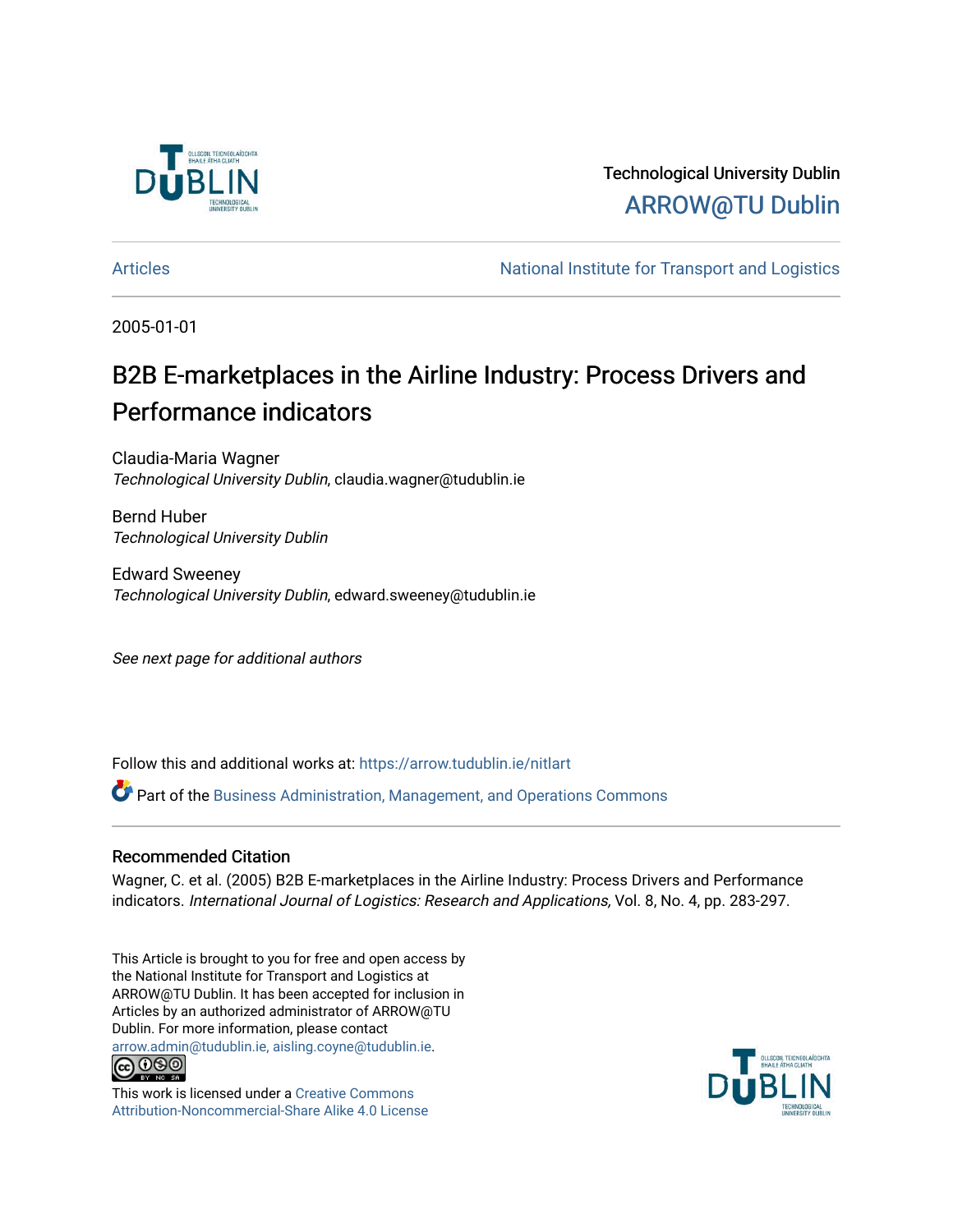Technological University Dublin

ARROW@TU Dublin

Articles | National Institute for Transport and Logistics

2005-01-01

# B2B E-marketplaces in the Airline Industry: Process Drivers and Performance indicators

Claudia-Maria Wagner
*Technological University Dublin*, claudia.wagner@tudublin.ie

Bernd Huber
*Technological University Dublin*

Edward Sweeney
*Technological University Dublin*, edward.sweeney@tudublin.ie

*See next page for additional authors*

Follow this and additional works at: https://arrow.tudublin.ie/nitlart

Part of the Business Administration, Management, and Operations Commons

## Recommended Citation

Wagner, C. et al. (2005) B2B E-marketplaces in the Airline Industry: Process Drivers and Performance indicators. *International Journal of Logistics: Research and Applications,* Vol. 8, No. 4, pp. 283-297.

This Article is brought to you for free and open access by the National Institute for Transport and Logistics at ARROW@TU Dublin. It has been accepted for inclusion in Articles by an authorized administrator of ARROW@TU Dublin. For more information, please contact arrow.admin@tudublin.ie, aisling.coyne@tudublin.ie.

This work is licensed under a Creative Commons Attribution-Noncommercial-Share Alike 4.0 License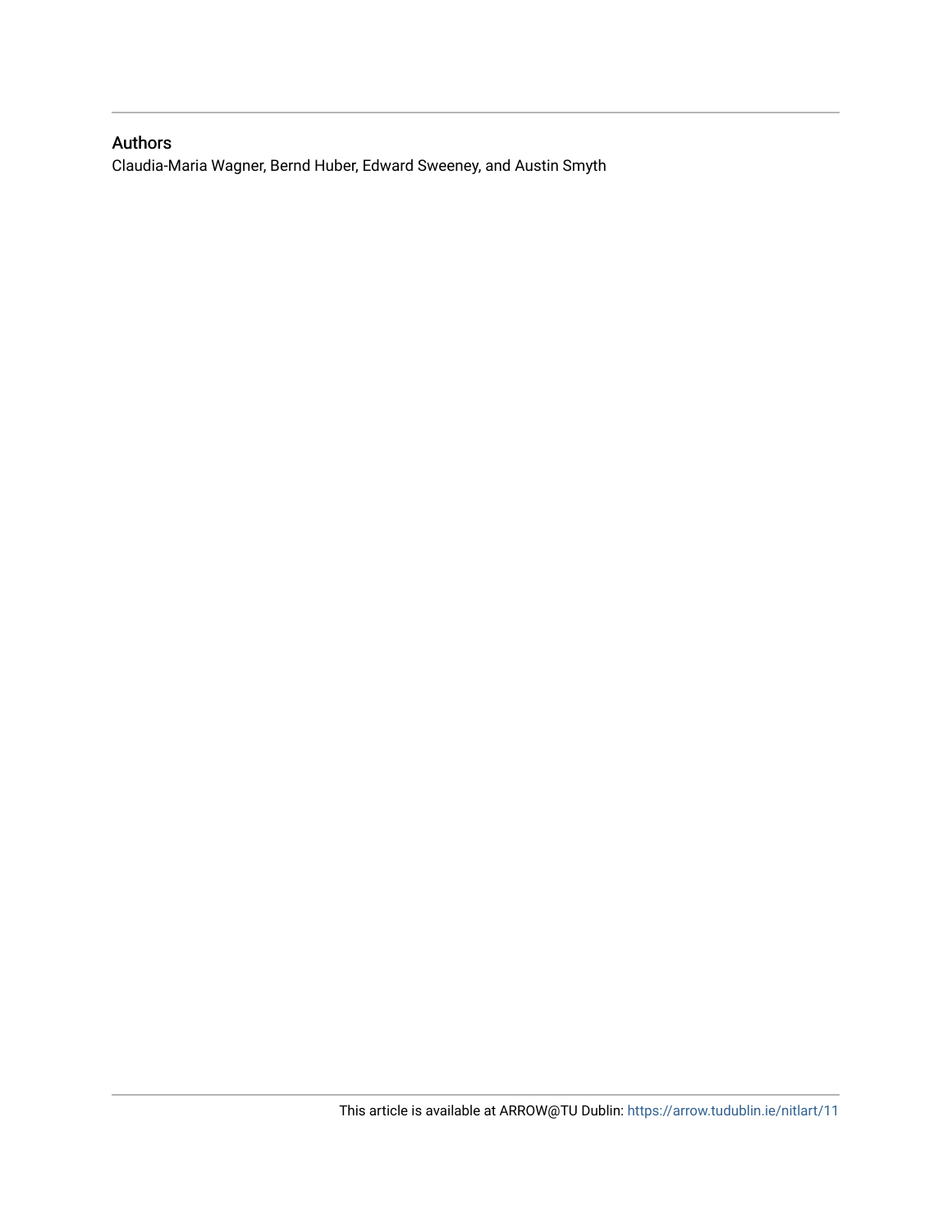## Authors

Claudia-Maria Wagner, Bernd Huber, Edward Sweeney, and Austin Smyth

This article is available at ARROW@TU Dublin: https://arrow.tudublin.ie/nitlart/11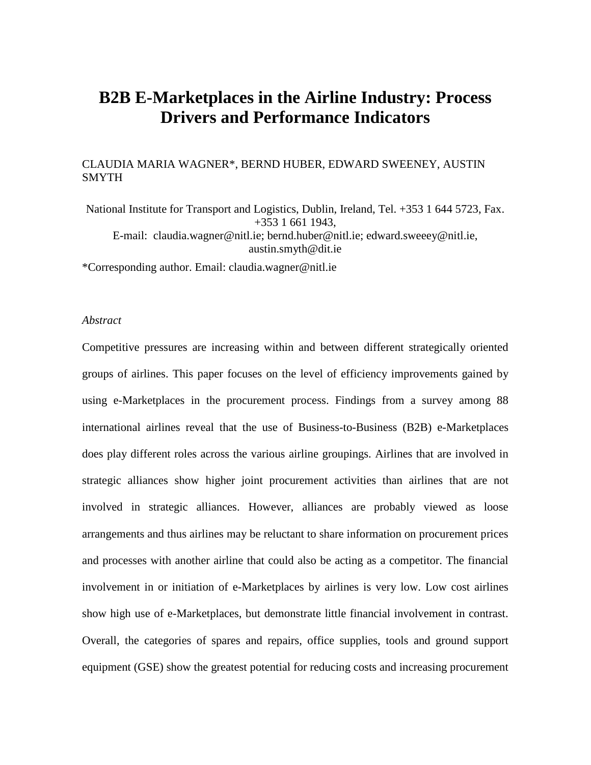# B2B E-Marketplaces in the Airline Industry: Process Drivers and Performance Indicators

CLAUDIA MARIA WAGNER*, BERND HUBER, EDWARD SWEENEY, AUSTIN SMYTH

National Institute for Transport and Logistics, Dublin, Ireland, Tel. +353 1 644 5723, Fax. +353 1 661 1943,
E-mail: claudia.wagner@nitl.ie; bernd.huber@nitl.ie; edward.sweeey@nitl.ie, austin.smyth@dit.ie

*Corresponding author. Email: claudia.wagner@nitl.ie

*Abstract*

Competitive pressures are increasing within and between different strategically oriented groups of airlines. This paper focuses on the level of efficiency improvements gained by using e-Marketplaces in the procurement process. Findings from a survey among 88 international airlines reveal that the use of Business-to-Business (B2B) e-Marketplaces does play different roles across the various airline groupings. Airlines that are involved in strategic alliances show higher joint procurement activities than airlines that are not involved in strategic alliances. However, alliances are probably viewed as loose arrangements and thus airlines may be reluctant to share information on procurement prices and processes with another airline that could also be acting as a competitor. The financial involvement in or initiation of e-Marketplaces by airlines is very low. Low cost airlines show high use of e-Marketplaces, but demonstrate little financial involvement in contrast. Overall, the categories of spares and repairs, office supplies, tools and ground support equipment (GSE) show the greatest potential for reducing costs and increasing procurement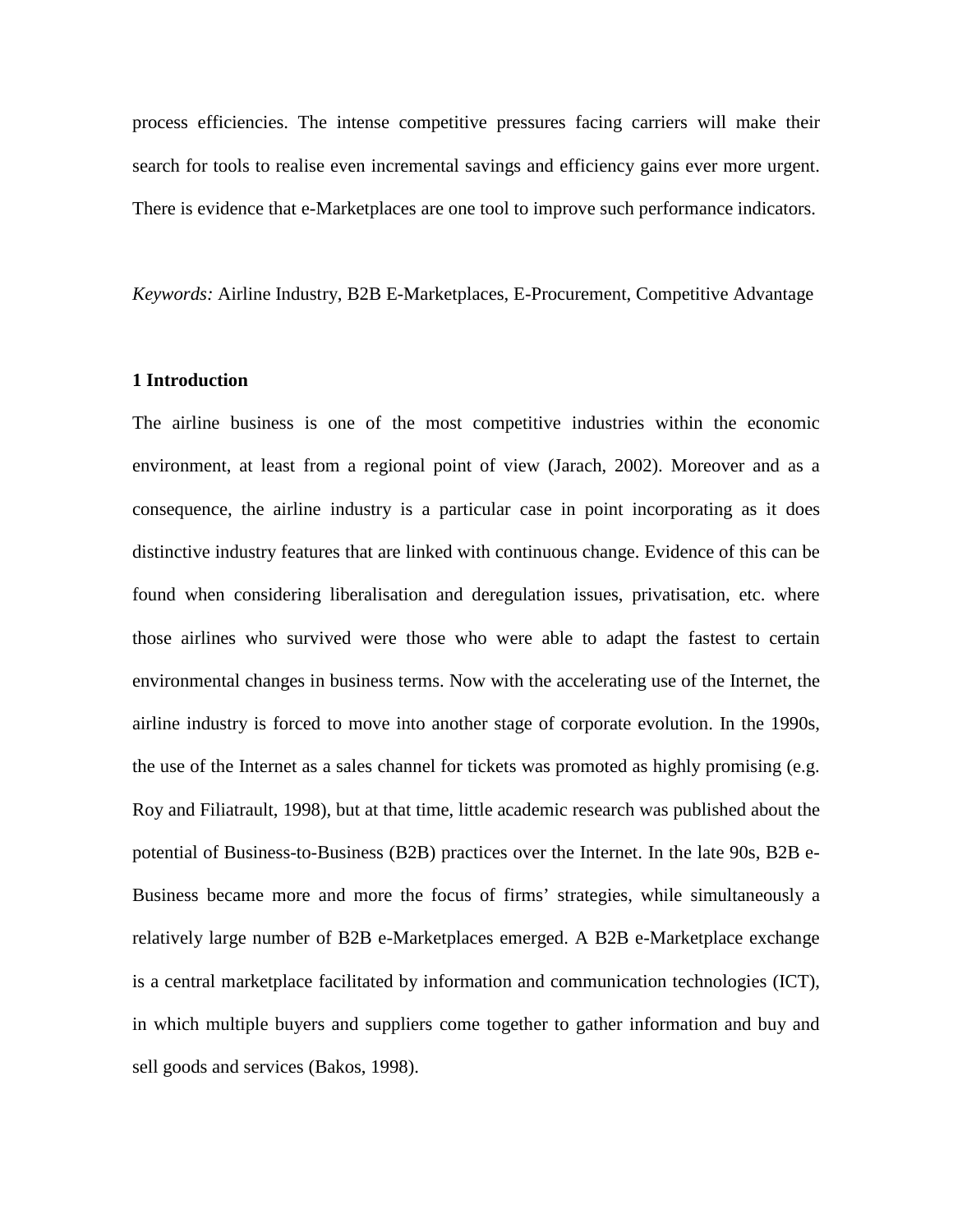process efficiencies. The intense competitive pressures facing carriers will make their search for tools to realise even incremental savings and efficiency gains ever more urgent. There is evidence that e-Marketplaces are one tool to improve such performance indicators.

*Keywords:* Airline Industry, B2B E-Marketplaces, E-Procurement, Competitive Advantage

## 1 Introduction

The airline business is one of the most competitive industries within the economic environment, at least from a regional point of view (Jarach, 2002). Moreover and as a consequence, the airline industry is a particular case in point incorporating as it does distinctive industry features that are linked with continuous change. Evidence of this can be found when considering liberalisation and deregulation issues, privatisation, etc. where those airlines who survived were those who were able to adapt the fastest to certain environmental changes in business terms. Now with the accelerating use of the Internet, the airline industry is forced to move into another stage of corporate evolution. In the 1990s, the use of the Internet as a sales channel for tickets was promoted as highly promising (e.g. Roy and Filiatrault, 1998), but at that time, little academic research was published about the potential of Business-to-Business (B2B) practices over the Internet. In the late 90s, B2B e-Business became more and more the focus of firms' strategies, while simultaneously a relatively large number of B2B e-Marketplaces emerged. A B2B e-Marketplace exchange is a central marketplace facilitated by information and communication technologies (ICT), in which multiple buyers and suppliers come together to gather information and buy and sell goods and services (Bakos, 1998).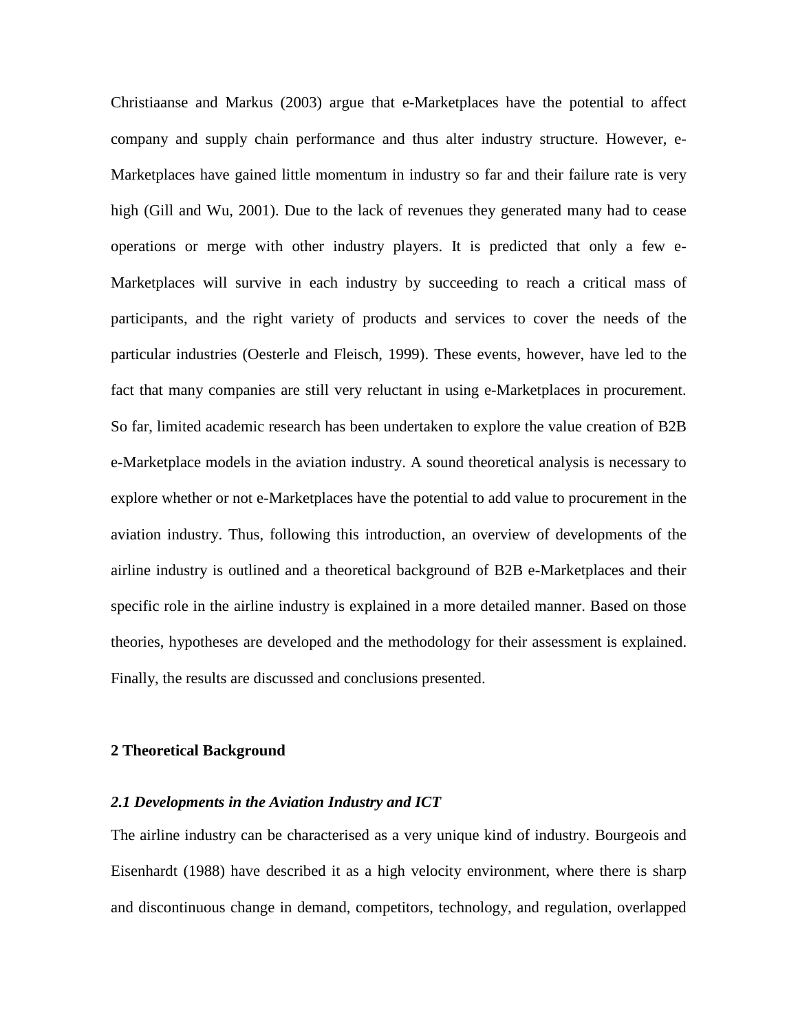Christiaanse and Markus (2003) argue that e-Marketplaces have the potential to affect company and supply chain performance and thus alter industry structure. However, e-Marketplaces have gained little momentum in industry so far and their failure rate is very high (Gill and Wu, 2001). Due to the lack of revenues they generated many had to cease operations or merge with other industry players. It is predicted that only a few e-Marketplaces will survive in each industry by succeeding to reach a critical mass of participants, and the right variety of products and services to cover the needs of the particular industries (Oesterle and Fleisch, 1999). These events, however, have led to the fact that many companies are still very reluctant in using e-Marketplaces in procurement. So far, limited academic research has been undertaken to explore the value creation of B2B e-Marketplace models in the aviation industry. A sound theoretical analysis is necessary to explore whether or not e-Marketplaces have the potential to add value to procurement in the aviation industry. Thus, following this introduction, an overview of developments of the airline industry is outlined and a theoretical background of B2B e-Marketplaces and their specific role in the airline industry is explained in a more detailed manner. Based on those theories, hypotheses are developed and the methodology for their assessment is explained. Finally, the results are discussed and conclusions presented.

## 2 Theoretical Background

### *2.1 Developments in the Aviation Industry and ICT*

The airline industry can be characterised as a very unique kind of industry. Bourgeois and Eisenhardt (1988) have described it as a high velocity environment, where there is sharp and discontinuous change in demand, competitors, technology, and regulation, overlapped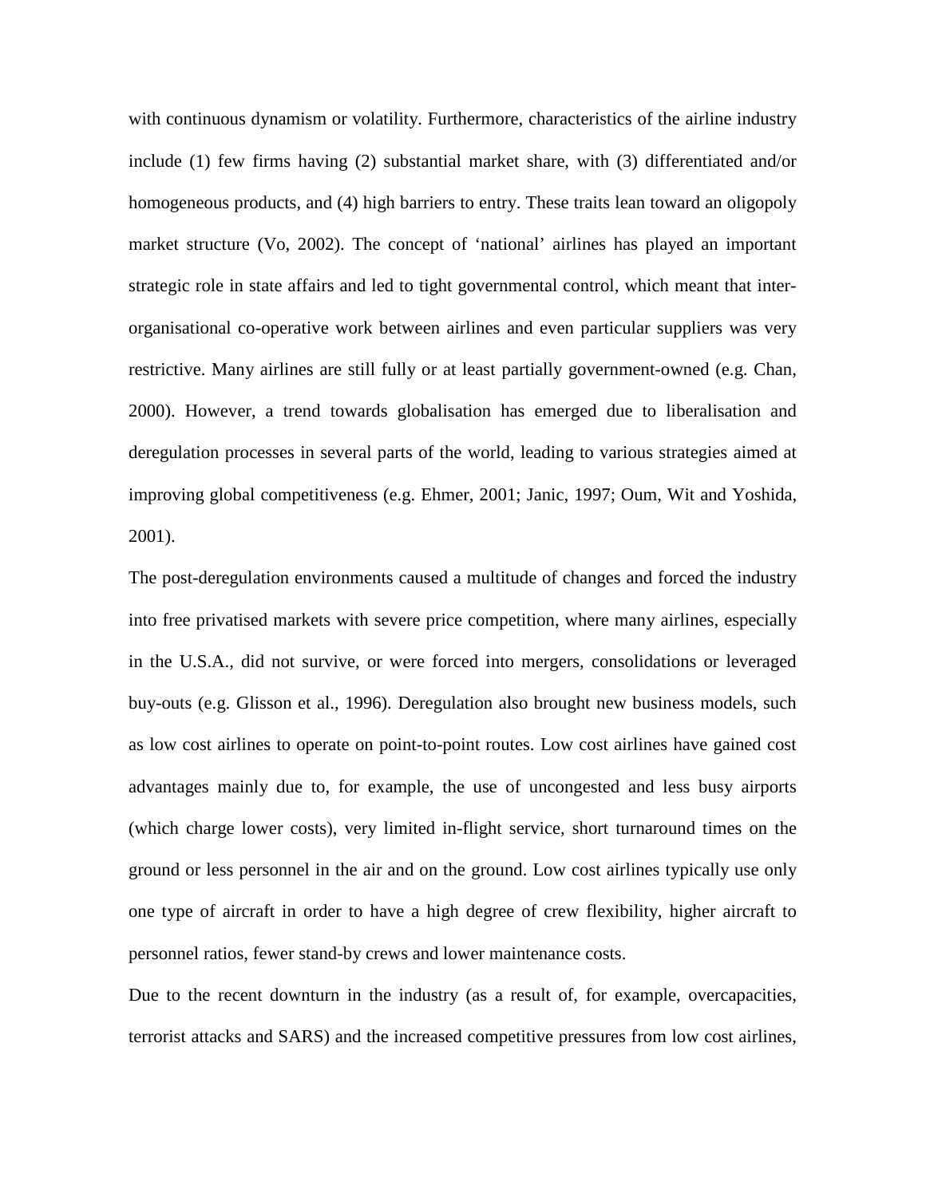with continuous dynamism or volatility. Furthermore, characteristics of the airline industry include (1) few firms having (2) substantial market share, with (3) differentiated and/or homogeneous products, and (4) high barriers to entry. These traits lean toward an oligopoly market structure (Vo, 2002). The concept of 'national' airlines has played an important strategic role in state affairs and led to tight governmental control, which meant that inter-organisational co-operative work between airlines and even particular suppliers was very restrictive. Many airlines are still fully or at least partially government-owned (e.g. Chan, 2000). However, a trend towards globalisation has emerged due to liberalisation and deregulation processes in several parts of the world, leading to various strategies aimed at improving global competitiveness (e.g. Ehmer, 2001; Janic, 1997; Oum, Wit and Yoshida, 2001).

The post-deregulation environments caused a multitude of changes and forced the industry into free privatised markets with severe price competition, where many airlines, especially in the U.S.A., did not survive, or were forced into mergers, consolidations or leveraged buy-outs (e.g. Glisson et al., 1996). Deregulation also brought new business models, such as low cost airlines to operate on point-to-point routes. Low cost airlines have gained cost advantages mainly due to, for example, the use of uncongested and less busy airports (which charge lower costs), very limited in-flight service, short turnaround times on the ground or less personnel in the air and on the ground. Low cost airlines typically use only one type of aircraft in order to have a high degree of crew flexibility, higher aircraft to personnel ratios, fewer stand-by crews and lower maintenance costs.

Due to the recent downturn in the industry (as a result of, for example, overcapacities, terrorist attacks and SARS) and the increased competitive pressures from low cost airlines,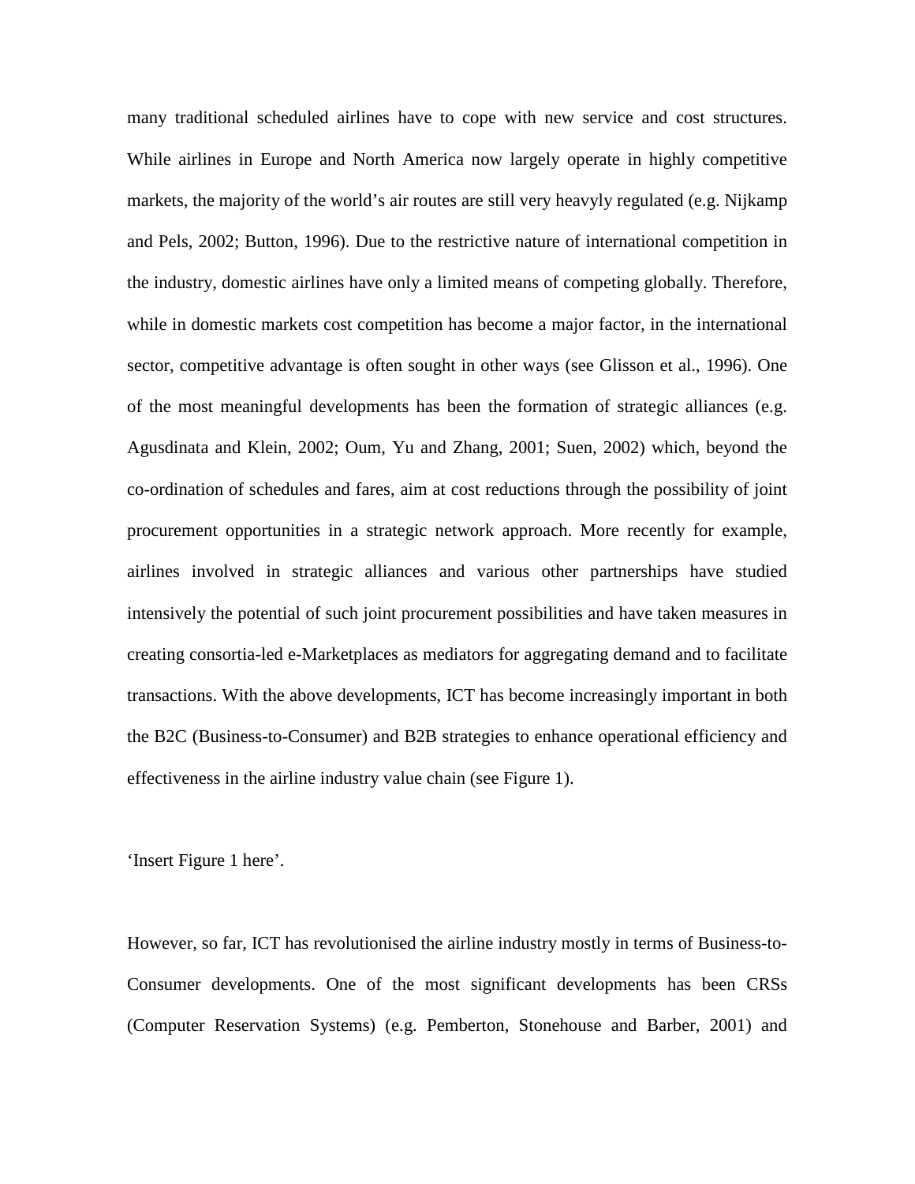many traditional scheduled airlines have to cope with new service and cost structures. While airlines in Europe and North America now largely operate in highly competitive markets, the majority of the world's air routes are still very heavyly regulated (e.g. Nijkamp and Pels, 2002; Button, 1996). Due to the restrictive nature of international competition in the industry, domestic airlines have only a limited means of competing globally. Therefore, while in domestic markets cost competition has become a major factor, in the international sector, competitive advantage is often sought in other ways (see Glisson et al., 1996). One of the most meaningful developments has been the formation of strategic alliances (e.g. Agusdinata and Klein, 2002; Oum, Yu and Zhang, 2001; Suen, 2002) which, beyond the co-ordination of schedules and fares, aim at cost reductions through the possibility of joint procurement opportunities in a strategic network approach. More recently for example, airlines involved in strategic alliances and various other partnerships have studied intensively the potential of such joint procurement possibilities and have taken measures in creating consortia-led e-Marketplaces as mediators for aggregating demand and to facilitate transactions. With the above developments, ICT has become increasingly important in both the B2C (Business-to-Consumer) and B2B strategies to enhance operational efficiency and effectiveness in the airline industry value chain (see Figure 1).

'Insert Figure 1 here'.

However, so far, ICT has revolutionised the airline industry mostly in terms of Business-to-Consumer developments. One of the most significant developments has been CRSs (Computer Reservation Systems) (e.g. Pemberton, Stonehouse and Barber, 2001) and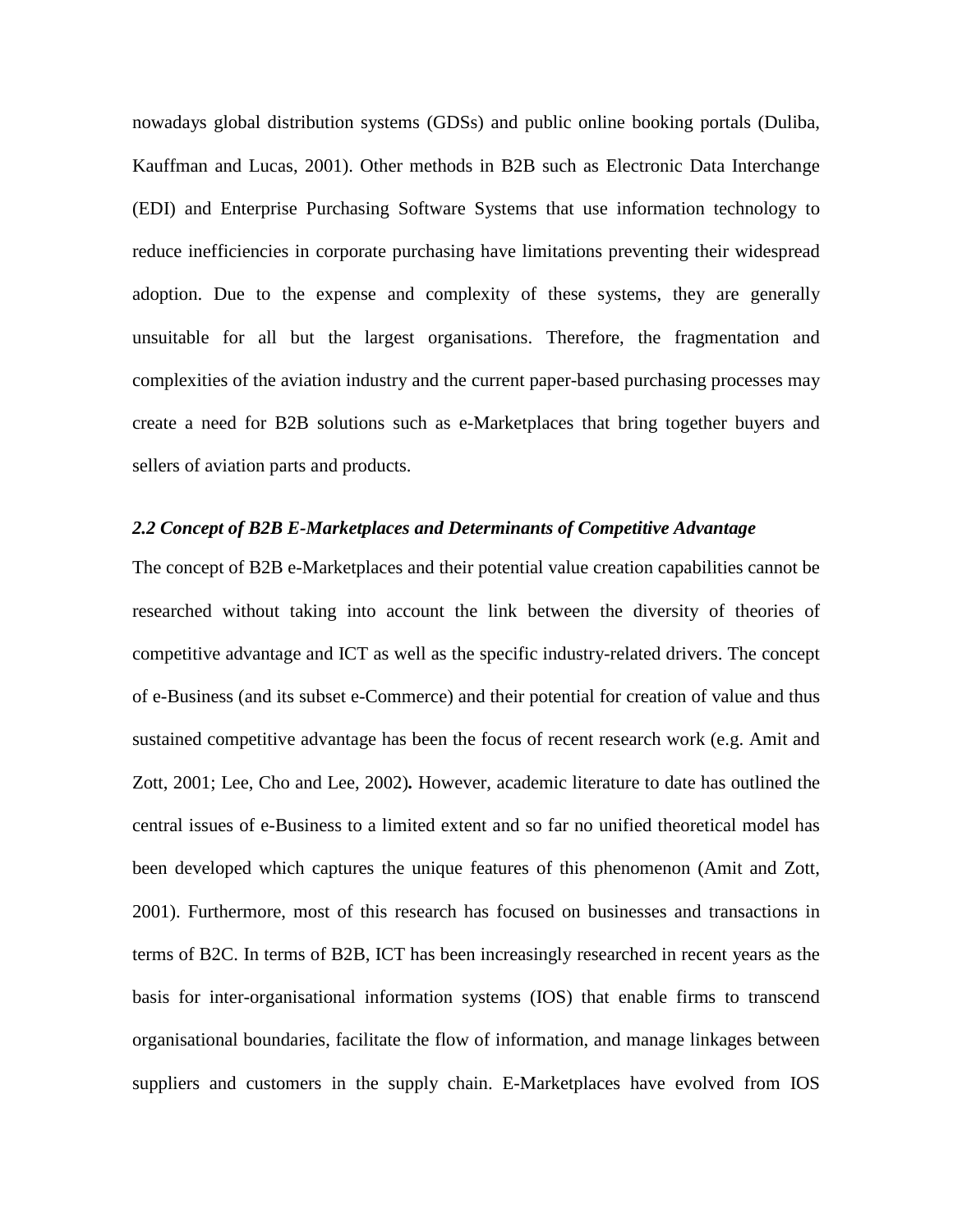nowadays global distribution systems (GDSs) and public online booking portals (Duliba, Kauffman and Lucas, 2001). Other methods in B2B such as Electronic Data Interchange (EDI) and Enterprise Purchasing Software Systems that use information technology to reduce inefficiencies in corporate purchasing have limitations preventing their widespread adoption. Due to the expense and complexity of these systems, they are generally unsuitable for all but the largest organisations. Therefore, the fragmentation and complexities of the aviation industry and the current paper-based purchasing processes may create a need for B2B solutions such as e-Marketplaces that bring together buyers and sellers of aviation parts and products.

### *2.2 Concept of B2B E-Marketplaces and Determinants of Competitive Advantage*

The concept of B2B e-Marketplaces and their potential value creation capabilities cannot be researched without taking into account the link between the diversity of theories of competitive advantage and ICT as well as the specific industry-related drivers. The concept of e-Business (and its subset e-Commerce) and their potential for creation of value and thus sustained competitive advantage has been the focus of recent research work (e.g. Amit and Zott, 2001; Lee, Cho and Lee, 2002)**.** However, academic literature to date has outlined the central issues of e-Business to a limited extent and so far no unified theoretical model has been developed which captures the unique features of this phenomenon (Amit and Zott, 2001). Furthermore, most of this research has focused on businesses and transactions in terms of B2C. In terms of B2B, ICT has been increasingly researched in recent years as the basis for inter-organisational information systems (IOS) that enable firms to transcend organisational boundaries, facilitate the flow of information, and manage linkages between suppliers and customers in the supply chain. E-Marketplaces have evolved from IOS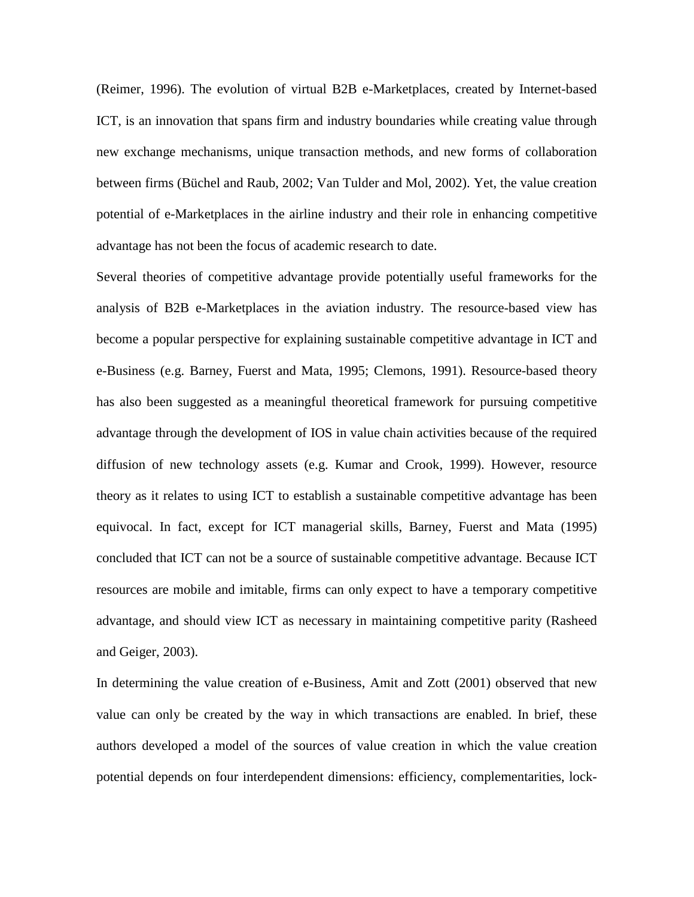(Reimer, 1996). The evolution of virtual B2B e-Marketplaces, created by Internet-based ICT, is an innovation that spans firm and industry boundaries while creating value through new exchange mechanisms, unique transaction methods, and new forms of collaboration between firms (Büchel and Raub, 2002; Van Tulder and Mol, 2002). Yet, the value creation potential of e-Marketplaces in the airline industry and their role in enhancing competitive advantage has not been the focus of academic research to date.

Several theories of competitive advantage provide potentially useful frameworks for the analysis of B2B e-Marketplaces in the aviation industry. The resource-based view has become a popular perspective for explaining sustainable competitive advantage in ICT and e-Business (e.g. Barney, Fuerst and Mata, 1995; Clemons, 1991). Resource-based theory has also been suggested as a meaningful theoretical framework for pursuing competitive advantage through the development of IOS in value chain activities because of the required diffusion of new technology assets (e.g. Kumar and Crook, 1999). However, resource theory as it relates to using ICT to establish a sustainable competitive advantage has been equivocal. In fact, except for ICT managerial skills, Barney, Fuerst and Mata (1995) concluded that ICT can not be a source of sustainable competitive advantage. Because ICT resources are mobile and imitable, firms can only expect to have a temporary competitive advantage, and should view ICT as necessary in maintaining competitive parity (Rasheed and Geiger, 2003).

In determining the value creation of e-Business, Amit and Zott (2001) observed that new value can only be created by the way in which transactions are enabled. In brief, these authors developed a model of the sources of value creation in which the value creation potential depends on four interdependent dimensions: efficiency, complementarities, lock-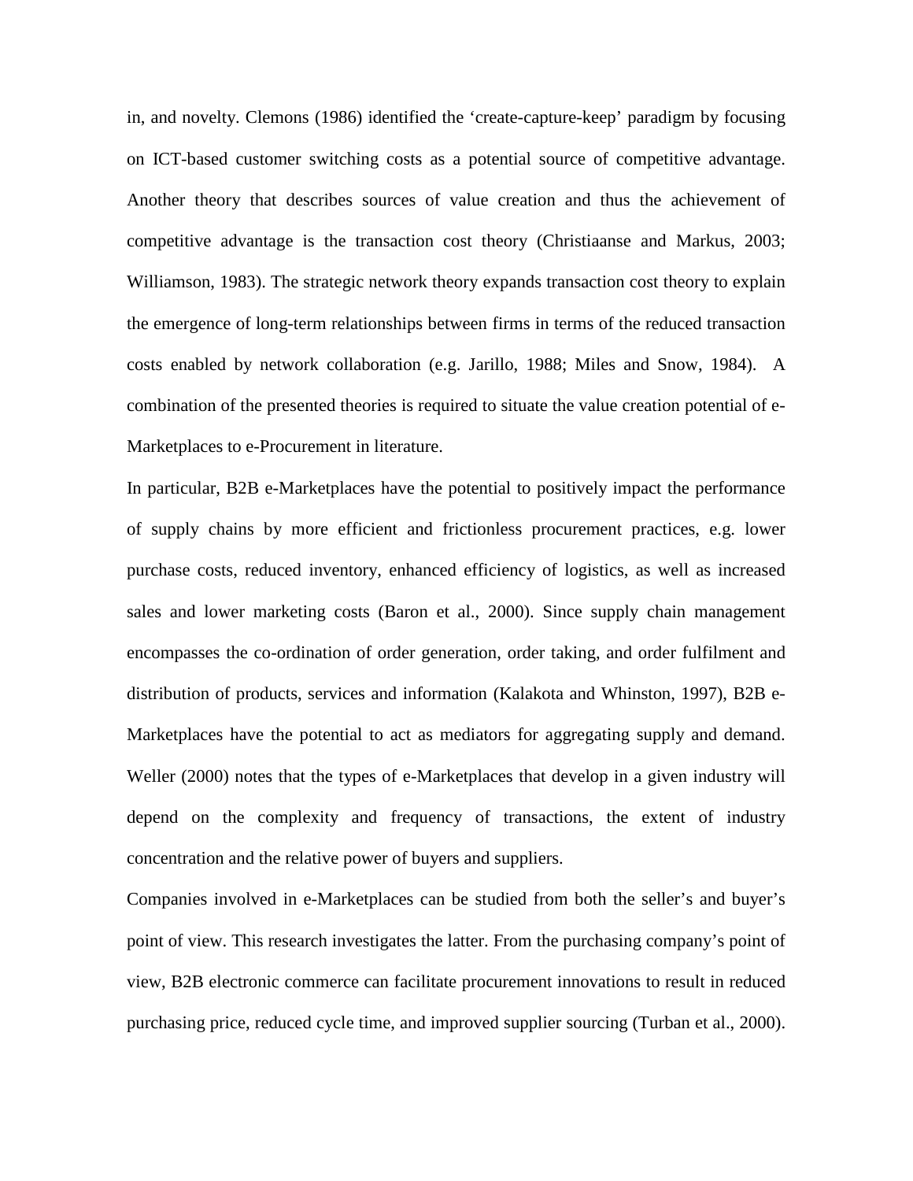in, and novelty. Clemons (1986) identified the 'create-capture-keep' paradigm by focusing on ICT-based customer switching costs as a potential source of competitive advantage. Another theory that describes sources of value creation and thus the achievement of competitive advantage is the transaction cost theory (Christiaanse and Markus, 2003; Williamson, 1983). The strategic network theory expands transaction cost theory to explain the emergence of long-term relationships between firms in terms of the reduced transaction costs enabled by network collaboration (e.g. Jarillo, 1988; Miles and Snow, 1984). A combination of the presented theories is required to situate the value creation potential of e-Marketplaces to e-Procurement in literature.

In particular, B2B e-Marketplaces have the potential to positively impact the performance of supply chains by more efficient and frictionless procurement practices, e.g. lower purchase costs, reduced inventory, enhanced efficiency of logistics, as well as increased sales and lower marketing costs (Baron et al., 2000). Since supply chain management encompasses the co-ordination of order generation, order taking, and order fulfilment and distribution of products, services and information (Kalakota and Whinston, 1997), B2B e-Marketplaces have the potential to act as mediators for aggregating supply and demand. Weller (2000) notes that the types of e-Marketplaces that develop in a given industry will depend on the complexity and frequency of transactions, the extent of industry concentration and the relative power of buyers and suppliers.

Companies involved in e-Marketplaces can be studied from both the seller's and buyer's point of view. This research investigates the latter. From the purchasing company's point of view, B2B electronic commerce can facilitate procurement innovations to result in reduced purchasing price, reduced cycle time, and improved supplier sourcing (Turban et al., 2000).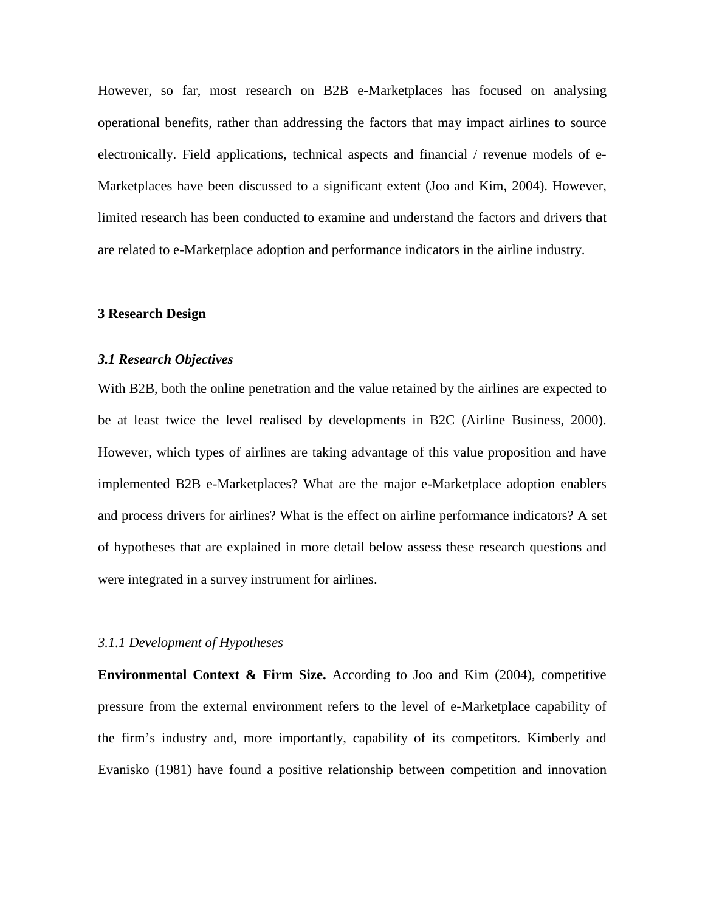However, so far, most research on B2B e-Marketplaces has focused on analysing operational benefits, rather than addressing the factors that may impact airlines to source electronically. Field applications, technical aspects and financial / revenue models of e-Marketplaces have been discussed to a significant extent (Joo and Kim, 2004). However, limited research has been conducted to examine and understand the factors and drivers that are related to e-Marketplace adoption and performance indicators in the airline industry.

## 3 Research Design

### *3.1 Research Objectives*

With B2B, both the online penetration and the value retained by the airlines are expected to be at least twice the level realised by developments in B2C (Airline Business, 2000). However, which types of airlines are taking advantage of this value proposition and have implemented B2B e-Marketplaces? What are the major e-Marketplace adoption enablers and process drivers for airlines? What is the effect on airline performance indicators? A set of hypotheses that are explained in more detail below assess these research questions and were integrated in a survey instrument for airlines.

#### *3.1.1 Development of Hypotheses*

**Environmental Context & Firm Size.** According to Joo and Kim (2004), competitive pressure from the external environment refers to the level of e-Marketplace capability of the firm's industry and, more importantly, capability of its competitors. Kimberly and Evanisko (1981) have found a positive relationship between competition and innovation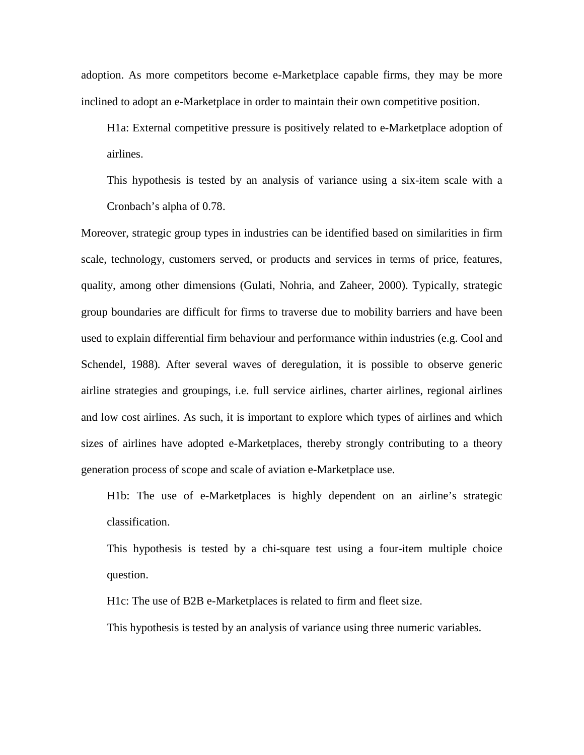adoption. As more competitors become e-Marketplace capable firms, they may be more inclined to adopt an e-Marketplace in order to maintain their own competitive position.

> H1a: External competitive pressure is positively related to e-Marketplace adoption of airlines.
>
> This hypothesis is tested by an analysis of variance using a six-item scale with a Cronbach's alpha of 0.78.

Moreover, strategic group types in industries can be identified based on similarities in firm scale, technology, customers served, or products and services in terms of price, features, quality, among other dimensions (Gulati, Nohria, and Zaheer, 2000). Typically, strategic group boundaries are difficult for firms to traverse due to mobility barriers and have been used to explain differential firm behaviour and performance within industries (e.g. Cool and Schendel, 1988). After several waves of deregulation, it is possible to observe generic airline strategies and groupings, i.e. full service airlines, charter airlines, regional airlines and low cost airlines. As such, it is important to explore which types of airlines and which sizes of airlines have adopted e-Marketplaces, thereby strongly contributing to a theory generation process of scope and scale of aviation e-Marketplace use.

> H1b: The use of e-Marketplaces is highly dependent on an airline's strategic classification.
>
> This hypothesis is tested by a chi-square test using a four-item multiple choice question.
>
> H1c: The use of B2B e-Marketplaces is related to firm and fleet size.
>
> This hypothesis is tested by an analysis of variance using three numeric variables.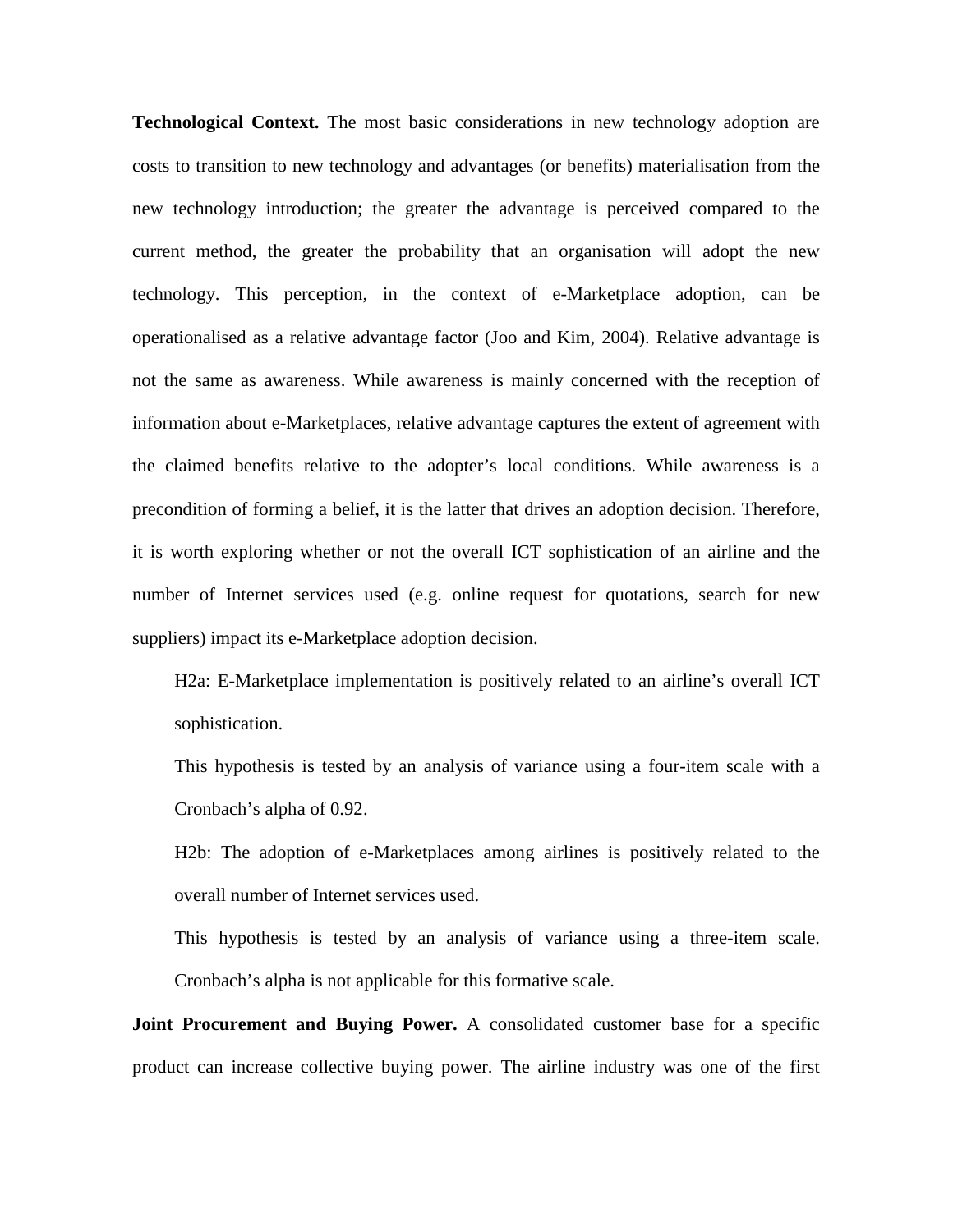**Technological Context.** The most basic considerations in new technology adoption are costs to transition to new technology and advantages (or benefits) materialisation from the new technology introduction; the greater the advantage is perceived compared to the current method, the greater the probability that an organisation will adopt the new technology. This perception, in the context of e-Marketplace adoption, can be operationalised as a relative advantage factor (Joo and Kim, 2004). Relative advantage is not the same as awareness. While awareness is mainly concerned with the reception of information about e-Marketplaces, relative advantage captures the extent of agreement with the claimed benefits relative to the adopter's local conditions. While awareness is a precondition of forming a belief, it is the latter that drives an adoption decision. Therefore, it is worth exploring whether or not the overall ICT sophistication of an airline and the number of Internet services used (e.g. online request for quotations, search for new suppliers) impact its e-Marketplace adoption decision.

> H2a: E-Marketplace implementation is positively related to an airline's overall ICT sophistication.
>
> This hypothesis is tested by an analysis of variance using a four-item scale with a Cronbach's alpha of 0.92.
>
> H2b: The adoption of e-Marketplaces among airlines is positively related to the overall number of Internet services used.
>
> This hypothesis is tested by an analysis of variance using a three-item scale. Cronbach's alpha is not applicable for this formative scale.

**Joint Procurement and Buying Power.** A consolidated customer base for a specific product can increase collective buying power. The airline industry was one of the first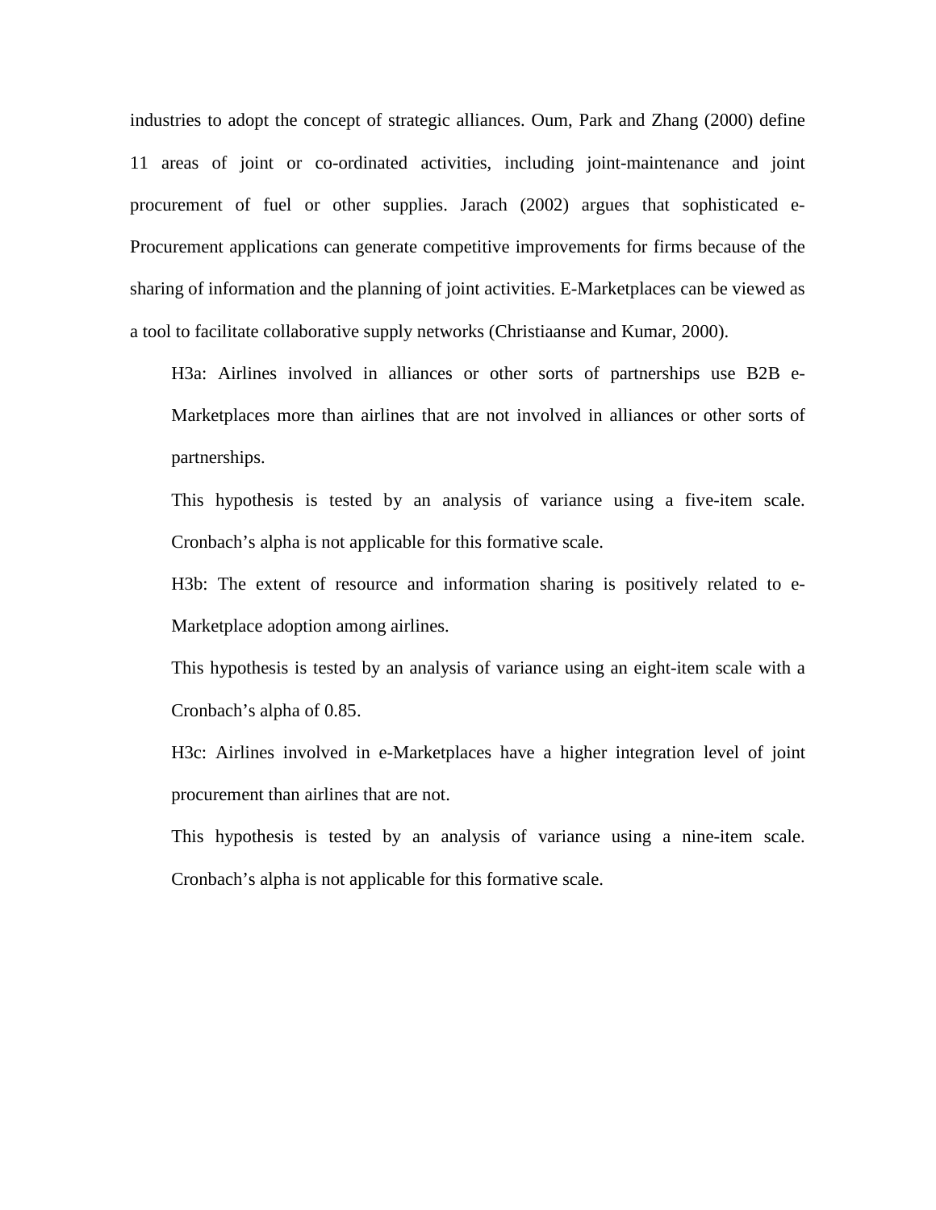industries to adopt the concept of strategic alliances. Oum, Park and Zhang (2000) define 11 areas of joint or co-ordinated activities, including joint-maintenance and joint procurement of fuel or other supplies. Jarach (2002) argues that sophisticated e-Procurement applications can generate competitive improvements for firms because of the sharing of information and the planning of joint activities. E-Marketplaces can be viewed as a tool to facilitate collaborative supply networks (Christiaanse and Kumar, 2000).

> H3a: Airlines involved in alliances or other sorts of partnerships use B2B e-Marketplaces more than airlines that are not involved in alliances or other sorts of partnerships.
>
> This hypothesis is tested by an analysis of variance using a five-item scale. Cronbach's alpha is not applicable for this formative scale.
>
> H3b: The extent of resource and information sharing is positively related to e-Marketplace adoption among airlines.
>
> This hypothesis is tested by an analysis of variance using an eight-item scale with a Cronbach's alpha of 0.85.
>
> H3c: Airlines involved in e-Marketplaces have a higher integration level of joint procurement than airlines that are not.
>
> This hypothesis is tested by an analysis of variance using a nine-item scale. Cronbach's alpha is not applicable for this formative scale.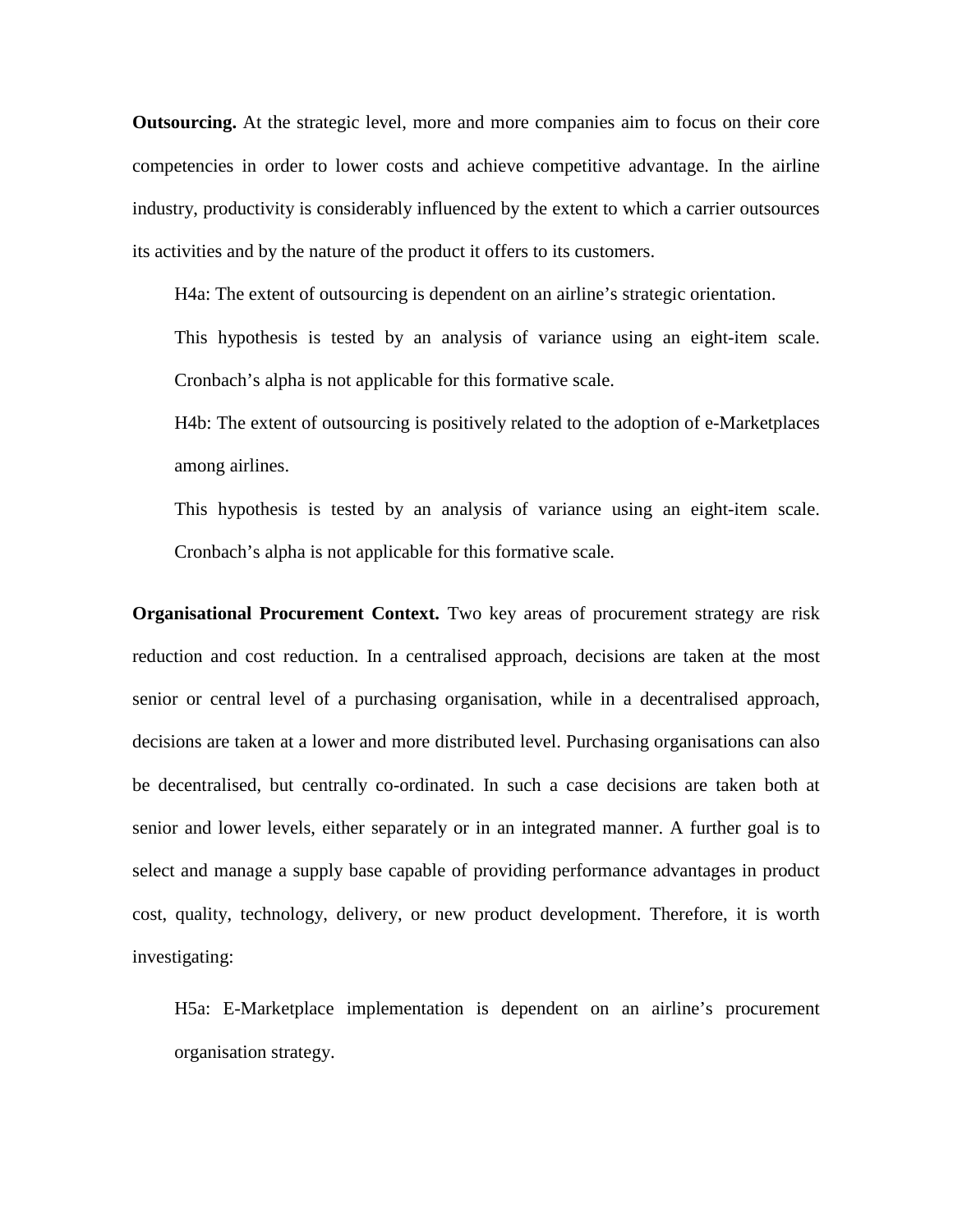**Outsourcing.** At the strategic level, more and more companies aim to focus on their core competencies in order to lower costs and achieve competitive advantage. In the airline industry, productivity is considerably influenced by the extent to which a carrier outsources its activities and by the nature of the product it offers to its customers.

> H4a: The extent of outsourcing is dependent on an airline's strategic orientation.
>
> This hypothesis is tested by an analysis of variance using an eight-item scale. Cronbach's alpha is not applicable for this formative scale.
>
> H4b: The extent of outsourcing is positively related to the adoption of e-Marketplaces among airlines.
>
> This hypothesis is tested by an analysis of variance using an eight-item scale. Cronbach's alpha is not applicable for this formative scale.

**Organisational Procurement Context.** Two key areas of procurement strategy are risk reduction and cost reduction. In a centralised approach, decisions are taken at the most senior or central level of a purchasing organisation, while in a decentralised approach, decisions are taken at a lower and more distributed level. Purchasing organisations can also be decentralised, but centrally co-ordinated. In such a case decisions are taken both at senior and lower levels, either separately or in an integrated manner. A further goal is to select and manage a supply base capable of providing performance advantages in product cost, quality, technology, delivery, or new product development. Therefore, it is worth investigating:

> H5a: E-Marketplace implementation is dependent on an airline's procurement organisation strategy.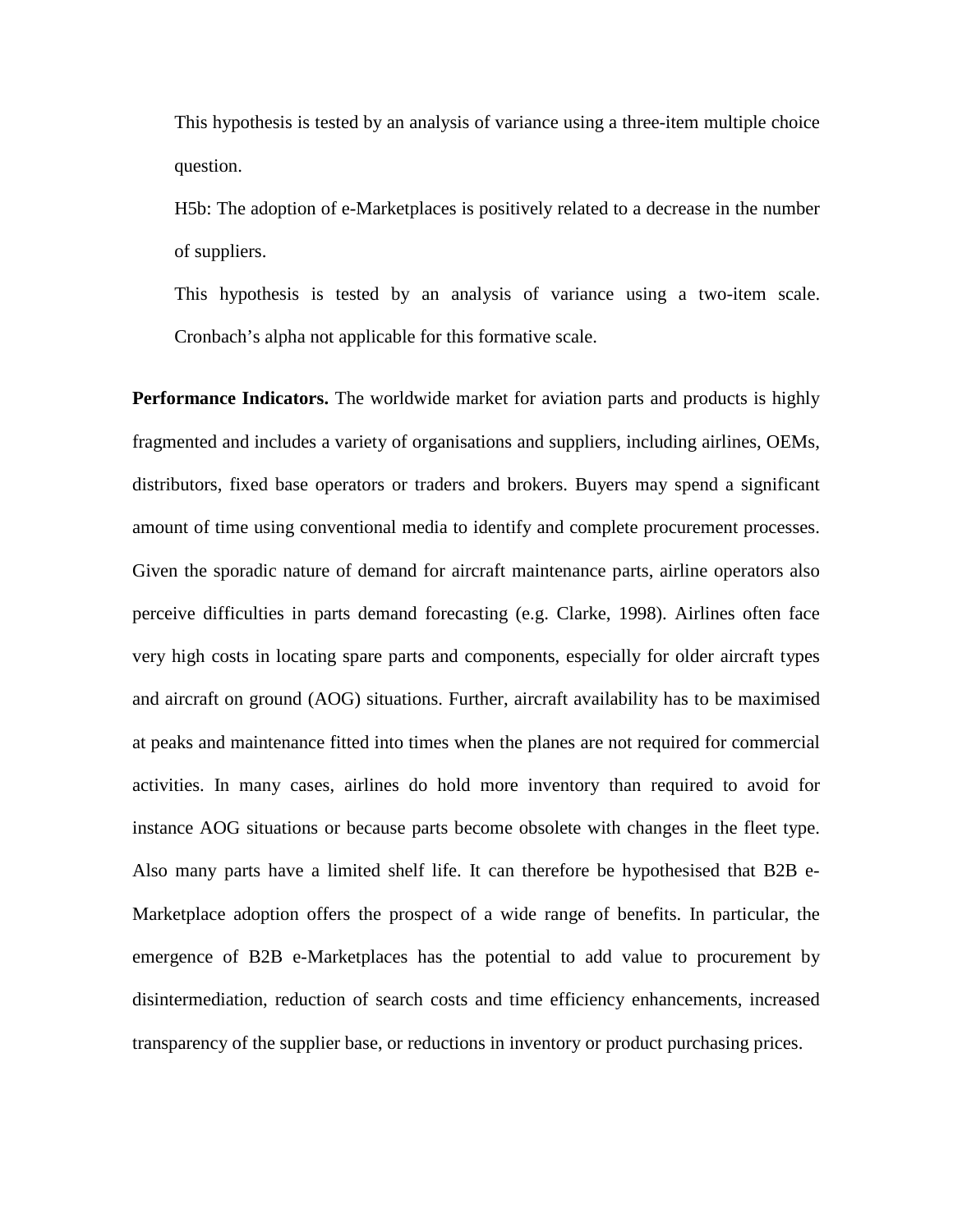This hypothesis is tested by an analysis of variance using a three-item multiple choice question.

H5b: The adoption of e-Marketplaces is positively related to a decrease in the number of suppliers.

This hypothesis is tested by an analysis of variance using a two-item scale. Cronbach's alpha not applicable for this formative scale.

**Performance Indicators.** The worldwide market for aviation parts and products is highly fragmented and includes a variety of organisations and suppliers, including airlines, OEMs, distributors, fixed base operators or traders and brokers. Buyers may spend a significant amount of time using conventional media to identify and complete procurement processes. Given the sporadic nature of demand for aircraft maintenance parts, airline operators also perceive difficulties in parts demand forecasting (e.g. Clarke, 1998). Airlines often face very high costs in locating spare parts and components, especially for older aircraft types and aircraft on ground (AOG) situations. Further, aircraft availability has to be maximised at peaks and maintenance fitted into times when the planes are not required for commercial activities. In many cases, airlines do hold more inventory than required to avoid for instance AOG situations or because parts become obsolete with changes in the fleet type. Also many parts have a limited shelf life. It can therefore be hypothesised that B2B e-Marketplace adoption offers the prospect of a wide range of benefits. In particular, the emergence of B2B e-Marketplaces has the potential to add value to procurement by disintermediation, reduction of search costs and time efficiency enhancements, increased transparency of the supplier base, or reductions in inventory or product purchasing prices.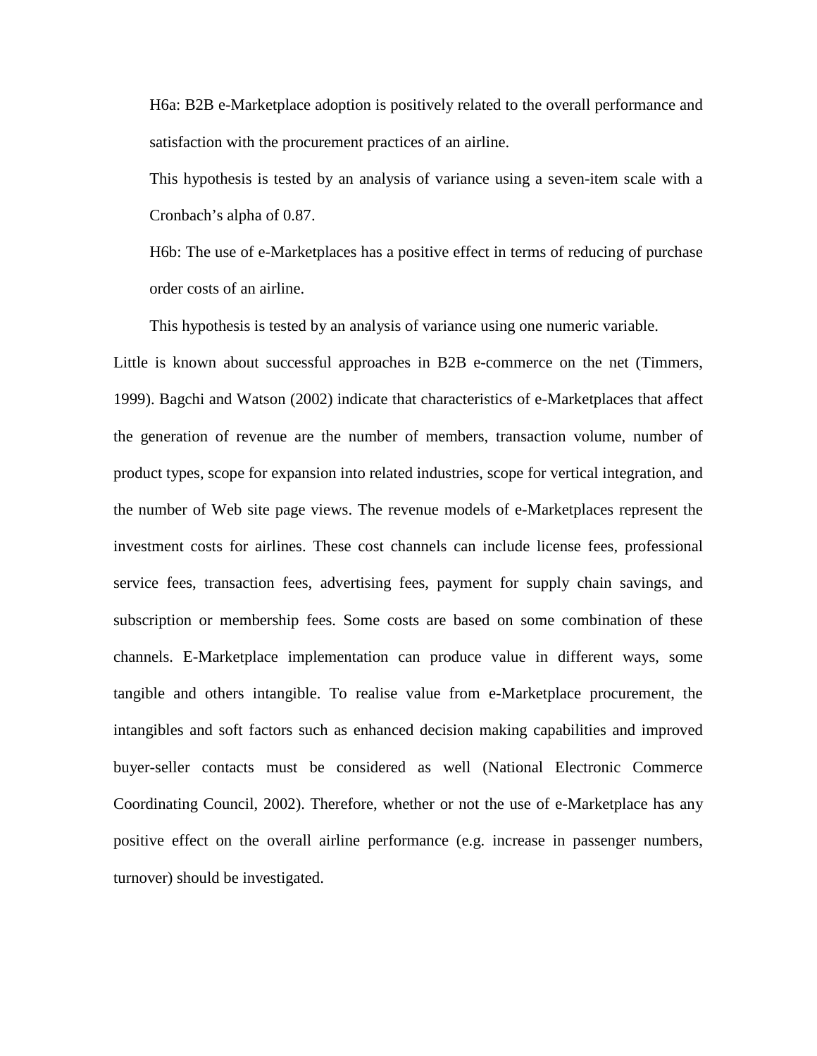H6a: B2B e-Marketplace adoption is positively related to the overall performance and satisfaction with the procurement practices of an airline.

This hypothesis is tested by an analysis of variance using a seven-item scale with a Cronbach's alpha of 0.87.

H6b: The use of e-Marketplaces has a positive effect in terms of reducing of purchase order costs of an airline.

This hypothesis is tested by an analysis of variance using one numeric variable.

Little is known about successful approaches in B2B e-commerce on the net (Timmers, 1999). Bagchi and Watson (2002) indicate that characteristics of e-Marketplaces that affect the generation of revenue are the number of members, transaction volume, number of product types, scope for expansion into related industries, scope for vertical integration, and the number of Web site page views. The revenue models of e-Marketplaces represent the investment costs for airlines. These cost channels can include license fees, professional service fees, transaction fees, advertising fees, payment for supply chain savings, and subscription or membership fees. Some costs are based on some combination of these channels. E-Marketplace implementation can produce value in different ways, some tangible and others intangible. To realise value from e-Marketplace procurement, the intangibles and soft factors such as enhanced decision making capabilities and improved buyer-seller contacts must be considered as well (National Electronic Commerce Coordinating Council, 2002). Therefore, whether or not the use of e-Marketplace has any positive effect on the overall airline performance (e.g. increase in passenger numbers, turnover) should be investigated.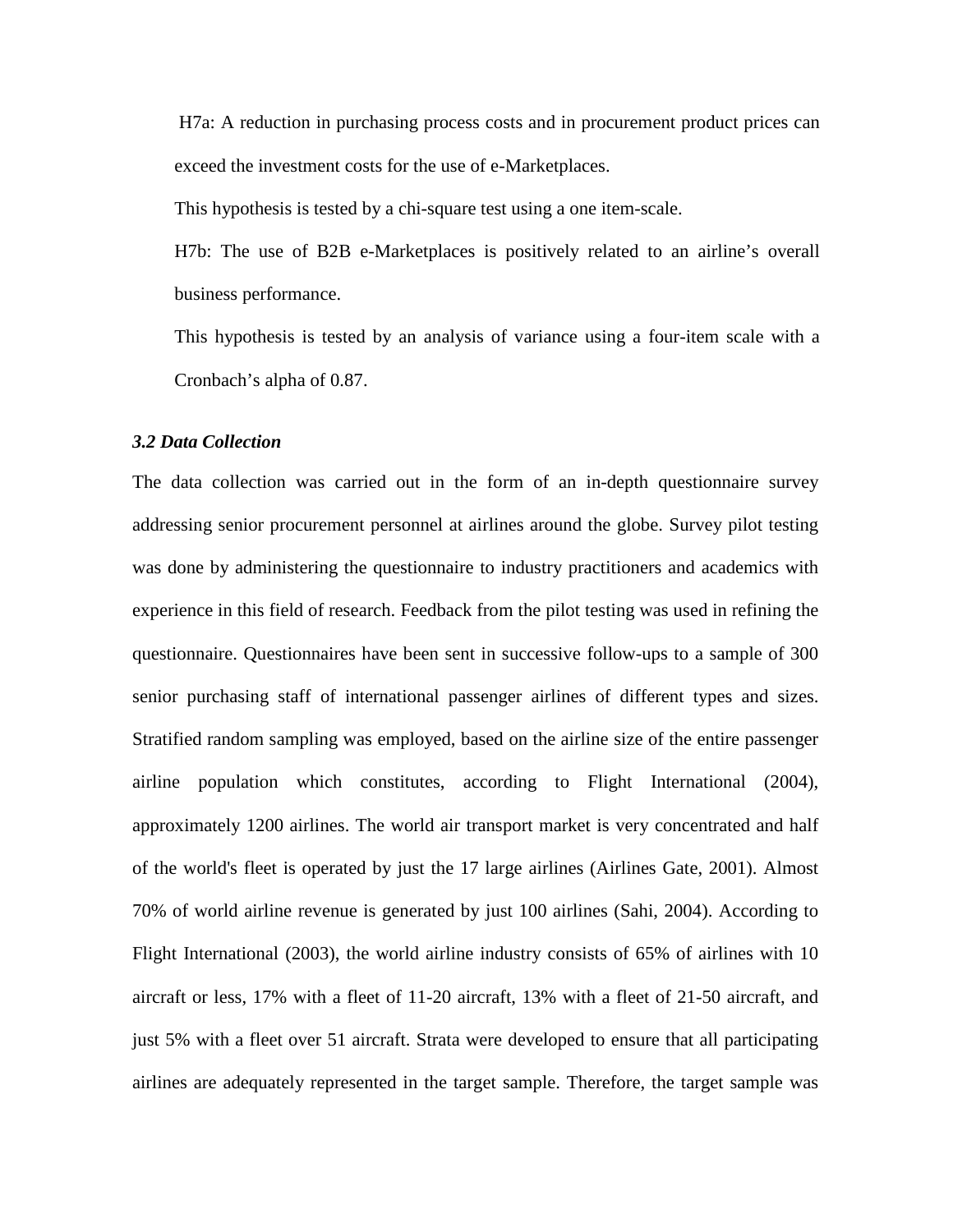H7a: A reduction in purchasing process costs and in procurement product prices can exceed the investment costs for the use of e-Marketplaces.

This hypothesis is tested by a chi-square test using a one item-scale.

H7b: The use of B2B e-Marketplaces is positively related to an airline's overall business performance.

This hypothesis is tested by an analysis of variance using a four-item scale with a Cronbach's alpha of 0.87.

### *3.2 Data Collection*

The data collection was carried out in the form of an in-depth questionnaire survey addressing senior procurement personnel at airlines around the globe. Survey pilot testing was done by administering the questionnaire to industry practitioners and academics with experience in this field of research. Feedback from the pilot testing was used in refining the questionnaire. Questionnaires have been sent in successive follow-ups to a sample of 300 senior purchasing staff of international passenger airlines of different types and sizes. Stratified random sampling was employed, based on the airline size of the entire passenger airline population which constitutes, according to Flight International (2004), approximately 1200 airlines. The world air transport market is very concentrated and half of the world's fleet is operated by just the 17 large airlines (Airlines Gate, 2001). Almost 70% of world airline revenue is generated by just 100 airlines (Sahi, 2004). According to Flight International (2003), the world airline industry consists of 65% of airlines with 10 aircraft or less, 17% with a fleet of 11-20 aircraft, 13% with a fleet of 21-50 aircraft, and just 5% with a fleet over 51 aircraft. Strata were developed to ensure that all participating airlines are adequately represented in the target sample. Therefore, the target sample was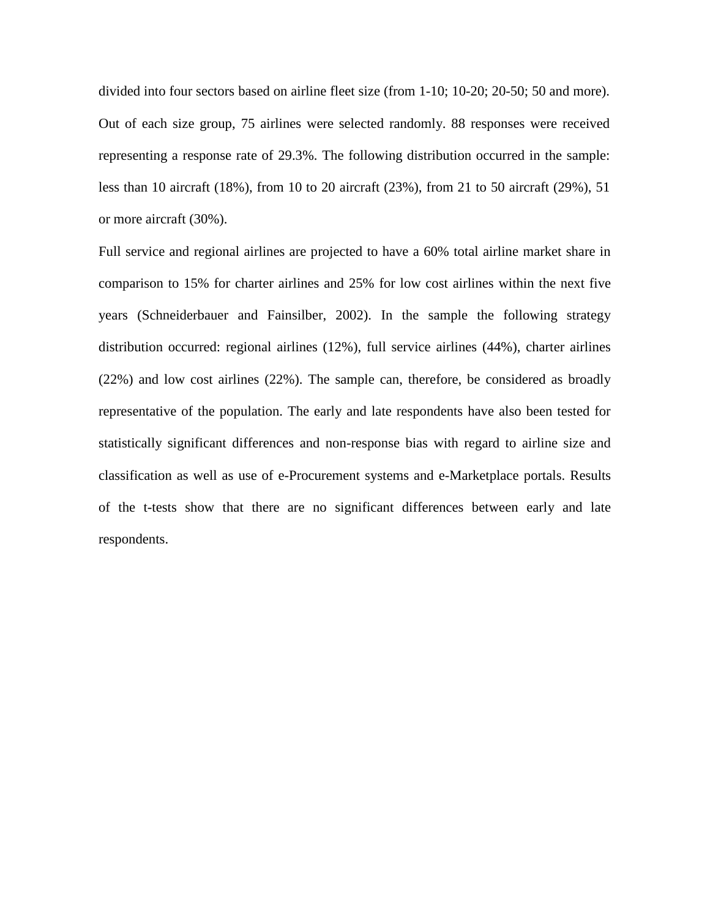divided into four sectors based on airline fleet size (from 1-10; 10-20; 20-50; 50 and more). Out of each size group, 75 airlines were selected randomly. 88 responses were received representing a response rate of 29.3%. The following distribution occurred in the sample: less than 10 aircraft (18%), from 10 to 20 aircraft (23%), from 21 to 50 aircraft (29%), 51 or more aircraft (30%).

Full service and regional airlines are projected to have a 60% total airline market share in comparison to 15% for charter airlines and 25% for low cost airlines within the next five years (Schneiderbauer and Fainsilber, 2002). In the sample the following strategy distribution occurred: regional airlines (12%), full service airlines (44%), charter airlines (22%) and low cost airlines (22%). The sample can, therefore, be considered as broadly representative of the population. The early and late respondents have also been tested for statistically significant differences and non-response bias with regard to airline size and classification as well as use of e-Procurement systems and e-Marketplace portals. Results of the t-tests show that there are no significant differences between early and late respondents.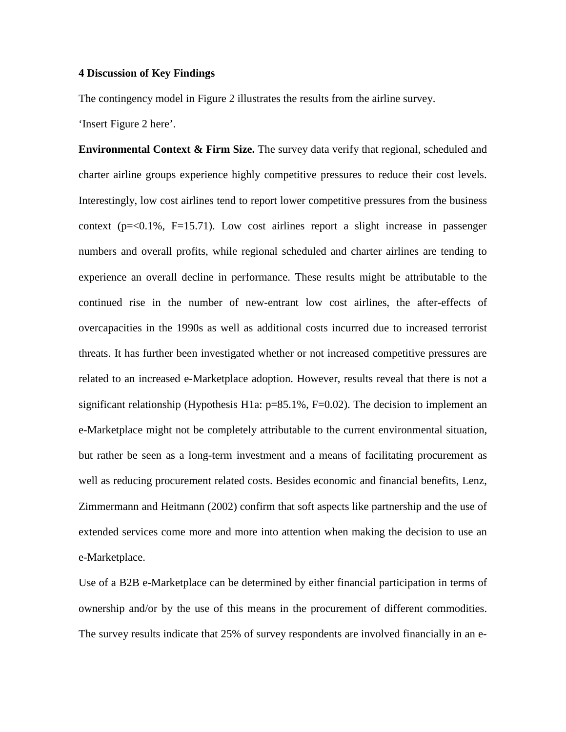## 4 Discussion of Key Findings

The contingency model in Figure 2 illustrates the results from the airline survey.

'Insert Figure 2 here'.

**Environmental Context & Firm Size.** The survey data verify that regional, scheduled and charter airline groups experience highly competitive pressures to reduce their cost levels. Interestingly, low cost airlines tend to report lower competitive pressures from the business context ($p=<0.1\%$, $F=15.71$). Low cost airlines report a slight increase in passenger numbers and overall profits, while regional scheduled and charter airlines are tending to experience an overall decline in performance. These results might be attributable to the continued rise in the number of new-entrant low cost airlines, the after-effects of overcapacities in the 1990s as well as additional costs incurred due to increased terrorist threats. It has further been investigated whether or not increased competitive pressures are related to an increased e-Marketplace adoption. However, results reveal that there is not a significant relationship (Hypothesis H1a: $p=85.1\%$, $F=0.02$). The decision to implement an e-Marketplace might not be completely attributable to the current environmental situation, but rather be seen as a long-term investment and a means of facilitating procurement as well as reducing procurement related costs. Besides economic and financial benefits, Lenz, Zimmermann and Heitmann (2002) confirm that soft aspects like partnership and the use of extended services come more and more into attention when making the decision to use an e-Marketplace.

Use of a B2B e-Marketplace can be determined by either financial participation in terms of ownership and/or by the use of this means in the procurement of different commodities. The survey results indicate that 25% of survey respondents are involved financially in an e-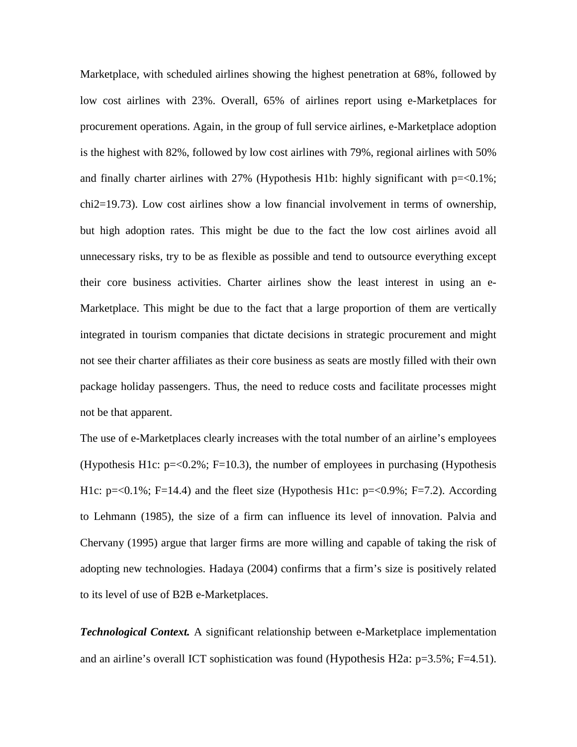Marketplace, with scheduled airlines showing the highest penetration at 68%, followed by low cost airlines with 23%. Overall, 65% of airlines report using e-Marketplaces for procurement operations. Again, in the group of full service airlines, e-Marketplace adoption is the highest with 82%, followed by low cost airlines with 79%, regional airlines with 50% and finally charter airlines with 27% (Hypothesis H1b: highly significant with $p=<0.1\%$; $chi2=19.73$). Low cost airlines show a low financial involvement in terms of ownership, but high adoption rates. This might be due to the fact the low cost airlines avoid all unnecessary risks, try to be as flexible as possible and tend to outsource everything except their core business activities. Charter airlines show the least interest in using an e-Marketplace. This might be due to the fact that a large proportion of them are vertically integrated in tourism companies that dictate decisions in strategic procurement and might not see their charter affiliates as their core business as seats are mostly filled with their own package holiday passengers. Thus, the need to reduce costs and facilitate processes might not be that apparent.

The use of e-Marketplaces clearly increases with the total number of an airline's employees (Hypothesis H1c: $p=<0.2\%$; $F=10.3$), the number of employees in purchasing (Hypothesis H1c: $p=<0.1\%$; $F=14.4$) and the fleet size (Hypothesis H1c: $p=<0.9\%$; $F=7.2$). According to Lehmann (1985), the size of a firm can influence its level of innovation. Palvia and Chervany (1995) argue that larger firms are more willing and capable of taking the risk of adopting new technologies. Hadaya (2004) confirms that a firm's size is positively related to its level of use of B2B e-Marketplaces.

***Technological Context.*** A significant relationship between e-Marketplace implementation and an airline's overall ICT sophistication was found (Hypothesis H2a: $p=3.5\%$; $F=4.51$).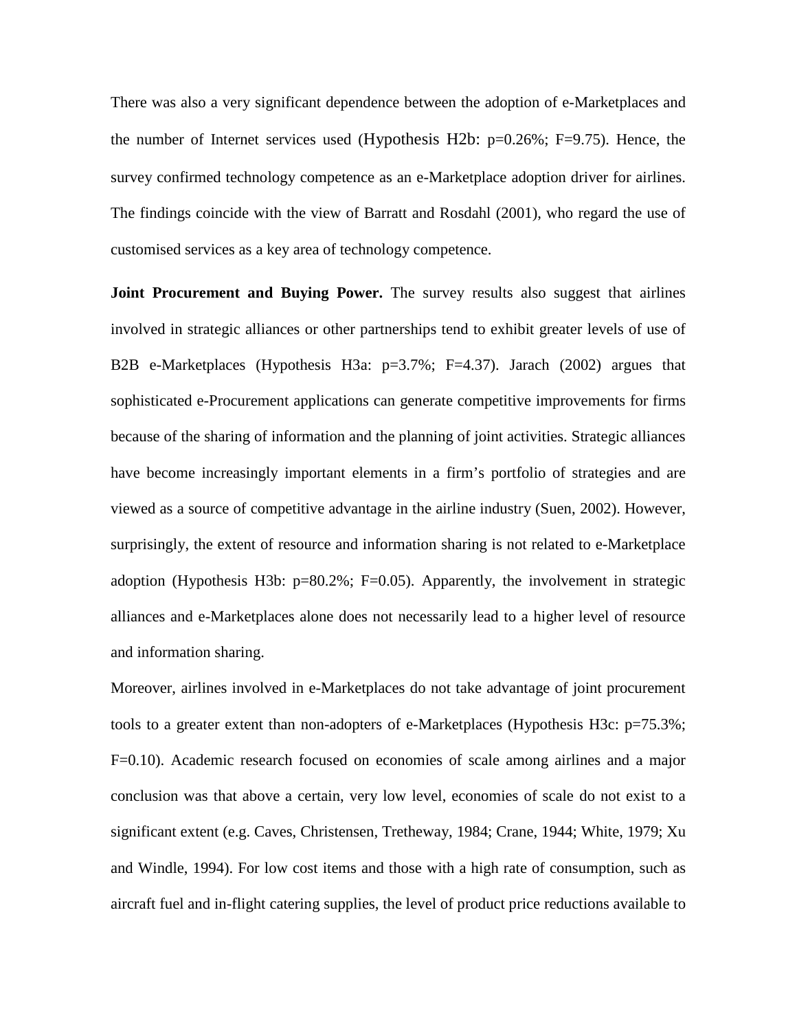There was also a very significant dependence between the adoption of e-Marketplaces and the number of Internet services used (Hypothesis H2b: $p=0.26\%$; $F=9.75$). Hence, the survey confirmed technology competence as an e-Marketplace adoption driver for airlines. The findings coincide with the view of Barratt and Rosdahl (2001), who regard the use of customised services as a key area of technology competence.

**Joint Procurement and Buying Power.** The survey results also suggest that airlines involved in strategic alliances or other partnerships tend to exhibit greater levels of use of B2B e-Marketplaces (Hypothesis H3a: $p=3.7\%$; $F=4.37$). Jarach (2002) argues that sophisticated e-Procurement applications can generate competitive improvements for firms because of the sharing of information and the planning of joint activities. Strategic alliances have become increasingly important elements in a firm's portfolio of strategies and are viewed as a source of competitive advantage in the airline industry (Suen, 2002). However, surprisingly, the extent of resource and information sharing is not related to e-Marketplace adoption (Hypothesis H3b: $p=80.2\%$; $F=0.05$). Apparently, the involvement in strategic alliances and e-Marketplaces alone does not necessarily lead to a higher level of resource and information sharing.

Moreover, airlines involved in e-Marketplaces do not take advantage of joint procurement tools to a greater extent than non-adopters of e-Marketplaces (Hypothesis H3c: $p=75.3\%$; $F=0.10$). Academic research focused on economies of scale among airlines and a major conclusion was that above a certain, very low level, economies of scale do not exist to a significant extent (e.g. Caves, Christensen, Tretheway, 1984; Crane, 1944; White, 1979; Xu and Windle, 1994). For low cost items and those with a high rate of consumption, such as aircraft fuel and in-flight catering supplies, the level of product price reductions available to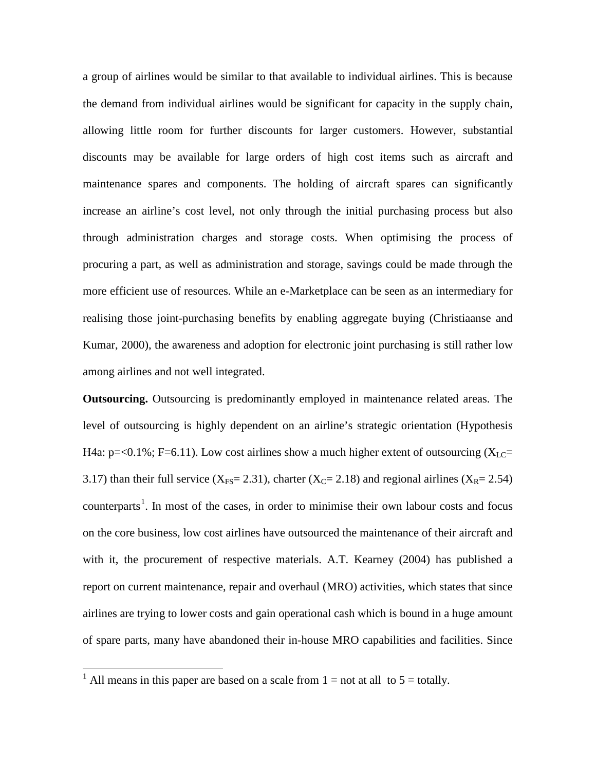a group of airlines would be similar to that available to individual airlines. This is because the demand from individual airlines would be significant for capacity in the supply chain, allowing little room for further discounts for larger customers. However, substantial discounts may be available for large orders of high cost items such as aircraft and maintenance spares and components. The holding of aircraft spares can significantly increase an airline's cost level, not only through the initial purchasing process but also through administration charges and storage costs. When optimising the process of procuring a part, as well as administration and storage, savings could be made through the more efficient use of resources. While an e-Marketplace can be seen as an intermediary for realising those joint-purchasing benefits by enabling aggregate buying (Christiaanse and Kumar, 2000), the awareness and adoption for electronic joint purchasing is still rather low among airlines and not well integrated.

**Outsourcing.** Outsourcing is predominantly employed in maintenance related areas. The level of outsourcing is highly dependent on an airline's strategic orientation (Hypothesis H4a: $p=<0.1\%$; $F=6.11$). Low cost airlines show a much higher extent of outsourcing ($X_{LC}=$ 3.17) than their full service ($X_{FS}= 2.31$), charter ($X_{C}= 2.18$) and regional airlines ($X_{R}= 2.54$) counterparts[1]. In most of the cases, in order to minimise their own labour costs and focus on the core business, low cost airlines have outsourced the maintenance of their aircraft and with it, the procurement of respective materials. A.T. Kearney (2004) has published a report on current maintenance, repair and overhaul (MRO) activities, which states that since airlines are trying to lower costs and gain operational cash which is bound in a huge amount of spare parts, many have abandoned their in-house MRO capabilities and facilities. Since

[1] All means in this paper are based on a scale from 1 = not at all to 5 = totally.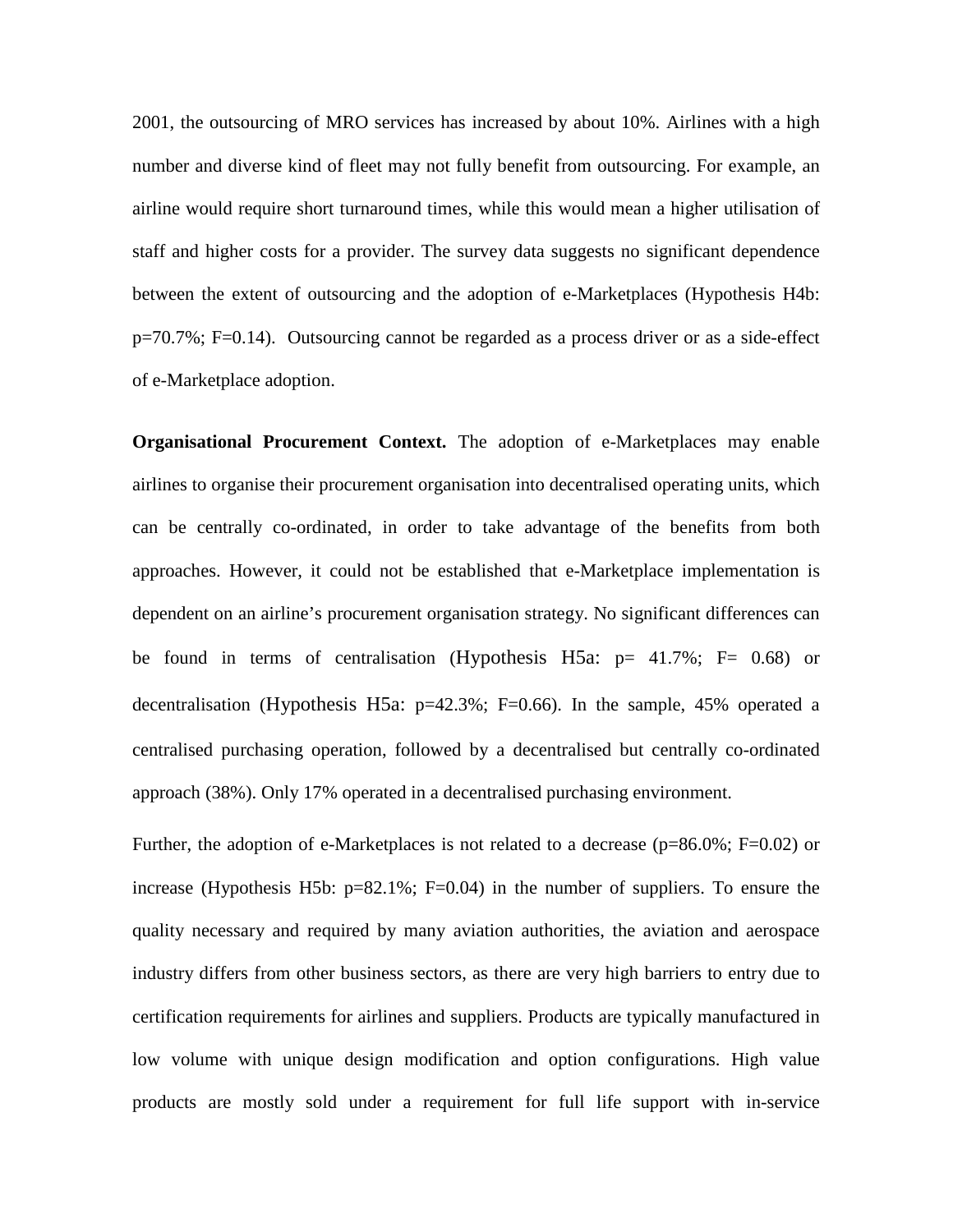2001, the outsourcing of MRO services has increased by about 10%. Airlines with a high number and diverse kind of fleet may not fully benefit from outsourcing. For example, an airline would require short turnaround times, while this would mean a higher utilisation of staff and higher costs for a provider. The survey data suggests no significant dependence between the extent of outsourcing and the adoption of e-Marketplaces (Hypothesis H4b: p=70.7%; F=0.14). Outsourcing cannot be regarded as a process driver or as a side-effect of e-Marketplace adoption.

**Organisational Procurement Context.** The adoption of e-Marketplaces may enable airlines to organise their procurement organisation into decentralised operating units, which can be centrally co-ordinated, in order to take advantage of the benefits from both approaches. However, it could not be established that e-Marketplace implementation is dependent on an airline's procurement organisation strategy. No significant differences can be found in terms of centralisation (Hypothesis H5a: p= 41.7%; F= 0.68) or decentralisation (Hypothesis H5a: p=42.3%; F=0.66). In the sample, 45% operated a centralised purchasing operation, followed by a decentralised but centrally co-ordinated approach (38%). Only 17% operated in a decentralised purchasing environment.

Further, the adoption of e-Marketplaces is not related to a decrease (p=86.0%; F=0.02) or increase (Hypothesis H5b: p=82.1%; F=0.04) in the number of suppliers. To ensure the quality necessary and required by many aviation authorities, the aviation and aerospace industry differs from other business sectors, as there are very high barriers to entry due to certification requirements for airlines and suppliers. Products are typically manufactured in low volume with unique design modification and option configurations. High value products are mostly sold under a requirement for full life support with in-service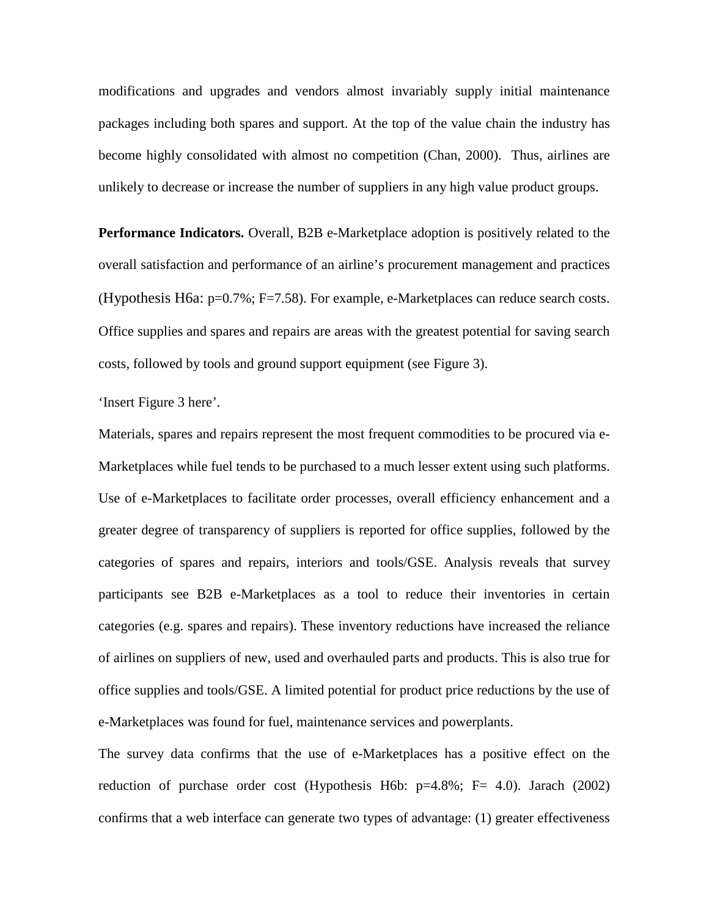modifications and upgrades and vendors almost invariably supply initial maintenance packages including both spares and support. At the top of the value chain the industry has become highly consolidated with almost no competition (Chan, 2000). Thus, airlines are unlikely to decrease or increase the number of suppliers in any high value product groups.

**Performance Indicators.** Overall, B2B e-Marketplace adoption is positively related to the overall satisfaction and performance of an airline's procurement management and practices (Hypothesis H6a: p=0.7%; F=7.58). For example, e-Marketplaces can reduce search costs. Office supplies and spares and repairs are areas with the greatest potential for saving search costs, followed by tools and ground support equipment (see Figure 3).

'Insert Figure 3 here'.

Materials, spares and repairs represent the most frequent commodities to be procured via e-Marketplaces while fuel tends to be purchased to a much lesser extent using such platforms. Use of e-Marketplaces to facilitate order processes, overall efficiency enhancement and a greater degree of transparency of suppliers is reported for office supplies, followed by the categories of spares and repairs, interiors and tools/GSE. Analysis reveals that survey participants see B2B e-Marketplaces as a tool to reduce their inventories in certain categories (e.g. spares and repairs). These inventory reductions have increased the reliance of airlines on suppliers of new, used and overhauled parts and products. This is also true for office supplies and tools/GSE. A limited potential for product price reductions by the use of e-Marketplaces was found for fuel, maintenance services and powerplants.

The survey data confirms that the use of e-Marketplaces has a positive effect on the reduction of purchase order cost (Hypothesis H6b: p=4.8%; F= 4.0). Jarach (2002) confirms that a web interface can generate two types of advantage: (1) greater effectiveness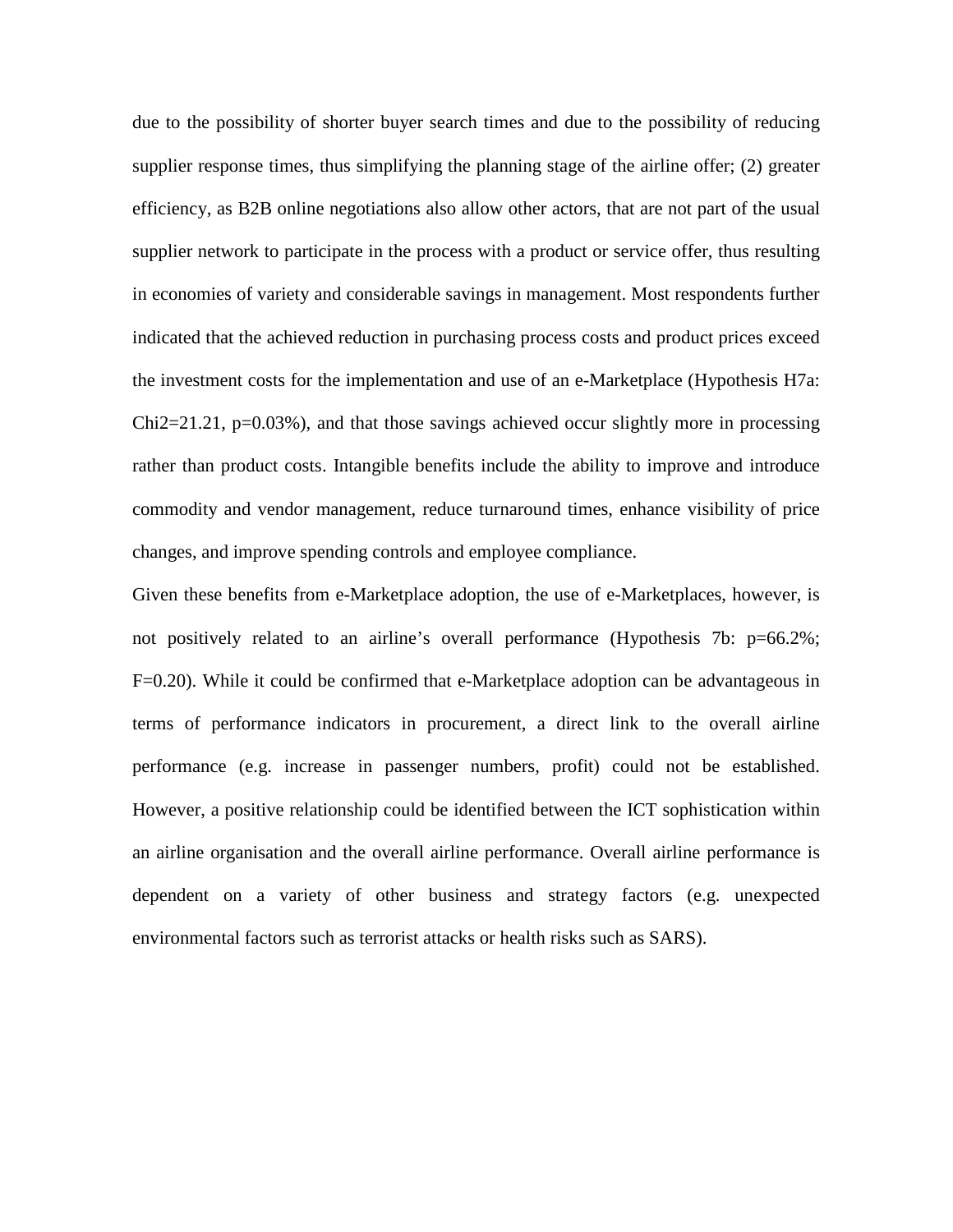due to the possibility of shorter buyer search times and due to the possibility of reducing supplier response times, thus simplifying the planning stage of the airline offer; (2) greater efficiency, as B2B online negotiations also allow other actors, that are not part of the usual supplier network to participate in the process with a product or service offer, thus resulting in economies of variety and considerable savings in management. Most respondents further indicated that the achieved reduction in purchasing process costs and product prices exceed the investment costs for the implementation and use of an e-Marketplace (Hypothesis H7a: Chi2=21.21, p=0.03%), and that those savings achieved occur slightly more in processing rather than product costs. Intangible benefits include the ability to improve and introduce commodity and vendor management, reduce turnaround times, enhance visibility of price changes, and improve spending controls and employee compliance.

Given these benefits from e-Marketplace adoption, the use of e-Marketplaces, however, is not positively related to an airline's overall performance (Hypothesis 7b: p=66.2%; F=0.20). While it could be confirmed that e-Marketplace adoption can be advantageous in terms of performance indicators in procurement, a direct link to the overall airline performance (e.g. increase in passenger numbers, profit) could not be established. However, a positive relationship could be identified between the ICT sophistication within an airline organisation and the overall airline performance. Overall airline performance is dependent on a variety of other business and strategy factors (e.g. unexpected environmental factors such as terrorist attacks or health risks such as SARS).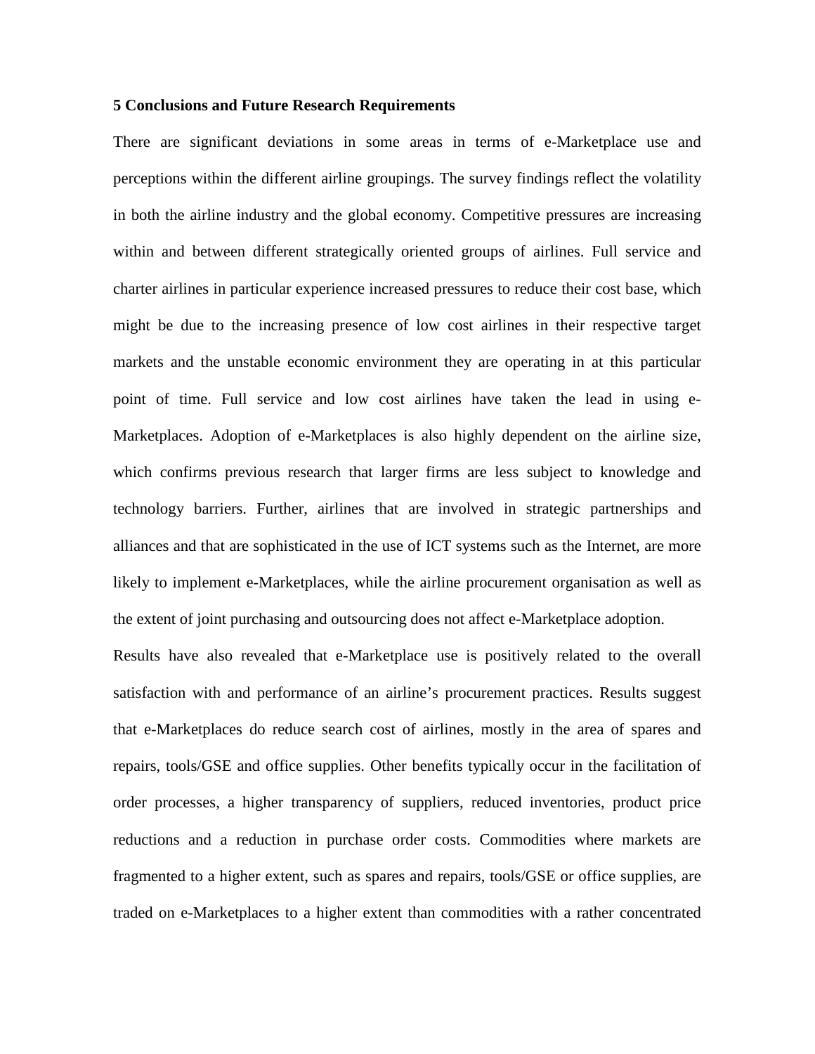## 5 Conclusions and Future Research Requirements

There are significant deviations in some areas in terms of e-Marketplace use and perceptions within the different airline groupings. The survey findings reflect the volatility in both the airline industry and the global economy. Competitive pressures are increasing within and between different strategically oriented groups of airlines. Full service and charter airlines in particular experience increased pressures to reduce their cost base, which might be due to the increasing presence of low cost airlines in their respective target markets and the unstable economic environment they are operating in at this particular point of time. Full service and low cost airlines have taken the lead in using e-Marketplaces. Adoption of e-Marketplaces is also highly dependent on the airline size, which confirms previous research that larger firms are less subject to knowledge and technology barriers. Further, airlines that are involved in strategic partnerships and alliances and that are sophisticated in the use of ICT systems such as the Internet, are more likely to implement e-Marketplaces, while the airline procurement organisation as well as the extent of joint purchasing and outsourcing does not affect e-Marketplace adoption.

Results have also revealed that e-Marketplace use is positively related to the overall satisfaction with and performance of an airline's procurement practices. Results suggest that e-Marketplaces do reduce search cost of airlines, mostly in the area of spares and repairs, tools/GSE and office supplies. Other benefits typically occur in the facilitation of order processes, a higher transparency of suppliers, reduced inventories, product price reductions and a reduction in purchase order costs. Commodities where markets are fragmented to a higher extent, such as spares and repairs, tools/GSE or office supplies, are traded on e-Marketplaces to a higher extent than commodities with a rather concentrated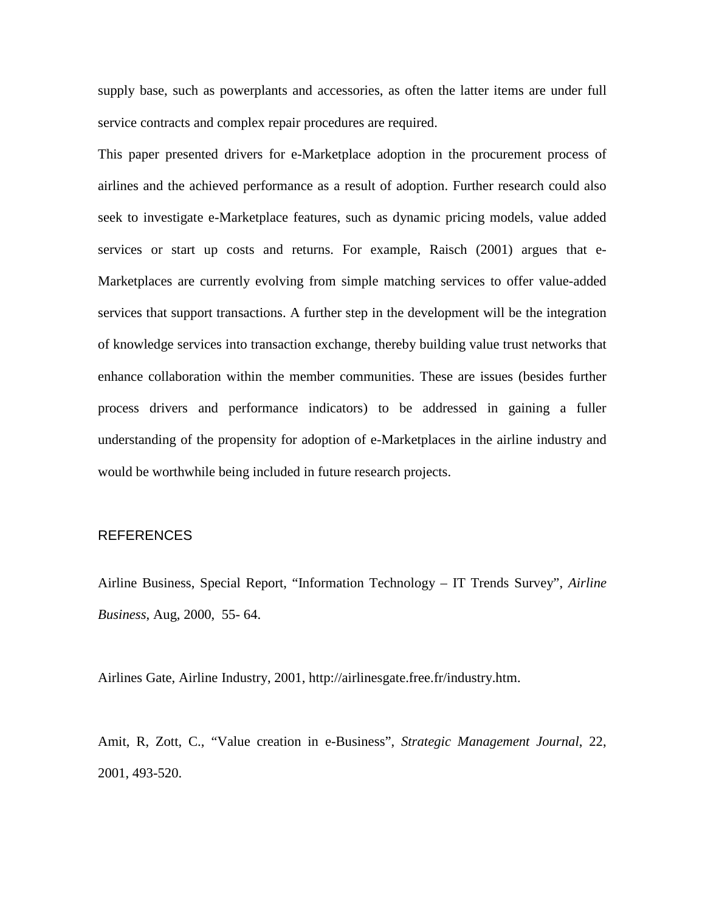supply base, such as powerplants and accessories, as often the latter items are under full service contracts and complex repair procedures are required.

This paper presented drivers for e-Marketplace adoption in the procurement process of airlines and the achieved performance as a result of adoption. Further research could also seek to investigate e-Marketplace features, such as dynamic pricing models, value added services or start up costs and returns. For example, Raisch (2001) argues that e-Marketplaces are currently evolving from simple matching services to offer value-added services that support transactions. A further step in the development will be the integration of knowledge services into transaction exchange, thereby building value trust networks that enhance collaboration within the member communities. These are issues (besides further process drivers and performance indicators) to be addressed in gaining a fuller understanding of the propensity for adoption of e-Marketplaces in the airline industry and would be worthwhile being included in future research projects.

## REFERENCES

Airline Business, Special Report, "Information Technology – IT Trends Survey", *Airline Business*, Aug, 2000, 55- 64.

Airlines Gate, Airline Industry, 2001, http://airlinesgate.free.fr/industry.htm.

Amit, R, Zott, C., "Value creation in e-Business", *Strategic Management Journal*, 22, 2001, 493-520.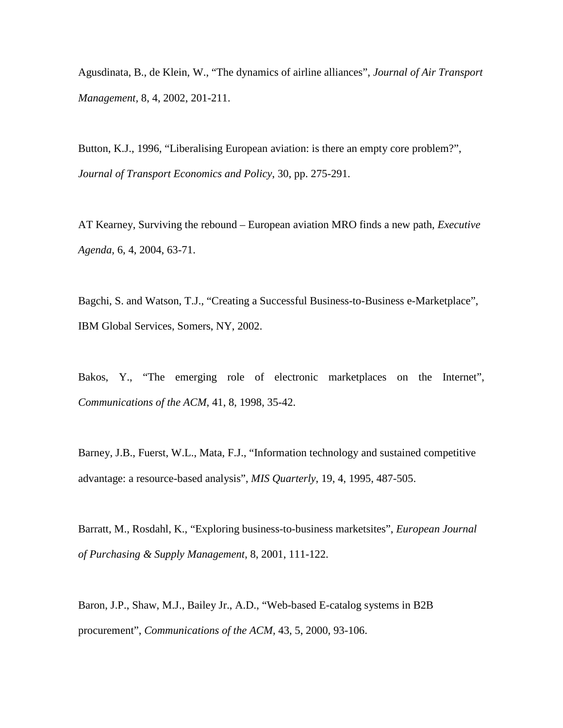Agusdinata, B., de Klein, W., “The dynamics of airline alliances”, *Journal of Air Transport Management*, 8, 4, 2002, 201-211.

Button, K.J., 1996, “Liberalising European aviation: is there an empty core problem?”, *Journal of Transport Economics and Policy*, 30, pp. 275-291.

AT Kearney, Surviving the rebound – European aviation MRO finds a new path, *Executive Agenda*, 6, 4, 2004, 63-71.

Bagchi, S. and Watson, T.J., “Creating a Successful Business-to-Business e-Marketplace”, IBM Global Services, Somers, NY, 2002.

Bakos, Y., “The emerging role of electronic marketplaces on the Internet”, *Communications of the ACM*, 41, 8, 1998, 35-42.

Barney, J.B., Fuerst, W.L., Mata, F.J., “Information technology and sustained competitive advantage: a resource-based analysis”, *MIS Quarterly*, 19, 4, 1995, 487-505.

Barratt, M., Rosdahl, K., “Exploring business-to-business marketsites”, *European Journal of Purchasing & Supply Management*, 8, 2001, 111-122.

Baron, J.P., Shaw, M.J., Bailey Jr., A.D., “Web-based E-catalog systems in B2B procurement”, *Communications of the ACM*, 43, 5, 2000, 93-106.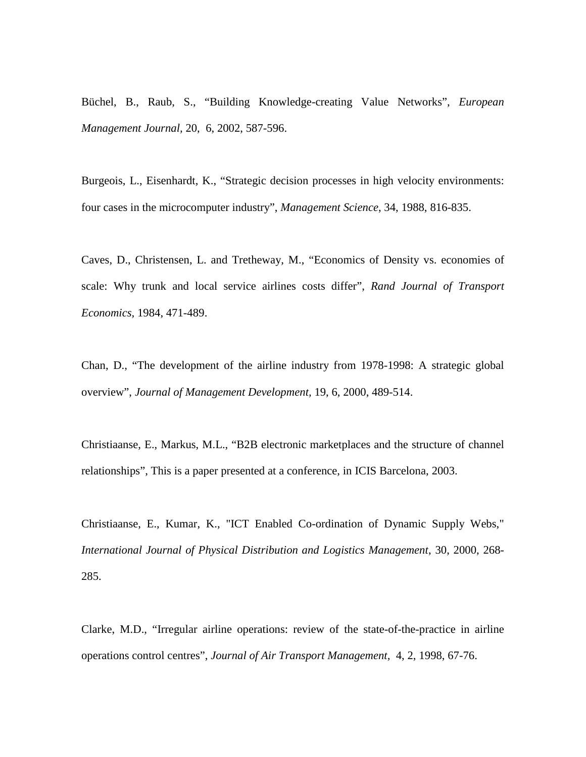Büchel, B., Raub, S., “Building Knowledge-creating Value Networks”, *European Management Journal*, 20, 6, 2002, 587-596.

Burgeois, L., Eisenhardt, K., “Strategic decision processes in high velocity environments: four cases in the microcomputer industry”, *Management Science*, 34, 1988, 816-835.

Caves, D., Christensen, L. and Tretheway, M., “Economics of Density vs. economies of scale: Why trunk and local service airlines costs differ”, *Rand Journal of Transport Economics*, 1984, 471-489.

Chan, D., “The development of the airline industry from 1978-1998: A strategic global overview”, *Journal of Management Development*, 19, 6, 2000, 489-514.

Christiaanse, E., Markus, M.L., “B2B electronic marketplaces and the structure of channel relationships”, This is a paper presented at a conference, in ICIS Barcelona, 2003.

Christiaanse, E., Kumar, K., "ICT Enabled Co-ordination of Dynamic Supply Webs," *International Journal of Physical Distribution and Logistics Management*, 30, 2000, 268-285.

Clarke, M.D., “Irregular airline operations: review of the state-of-the-practice in airline operations control centres”, *Journal of Air Transport Management*, 4, 2, 1998, 67-76.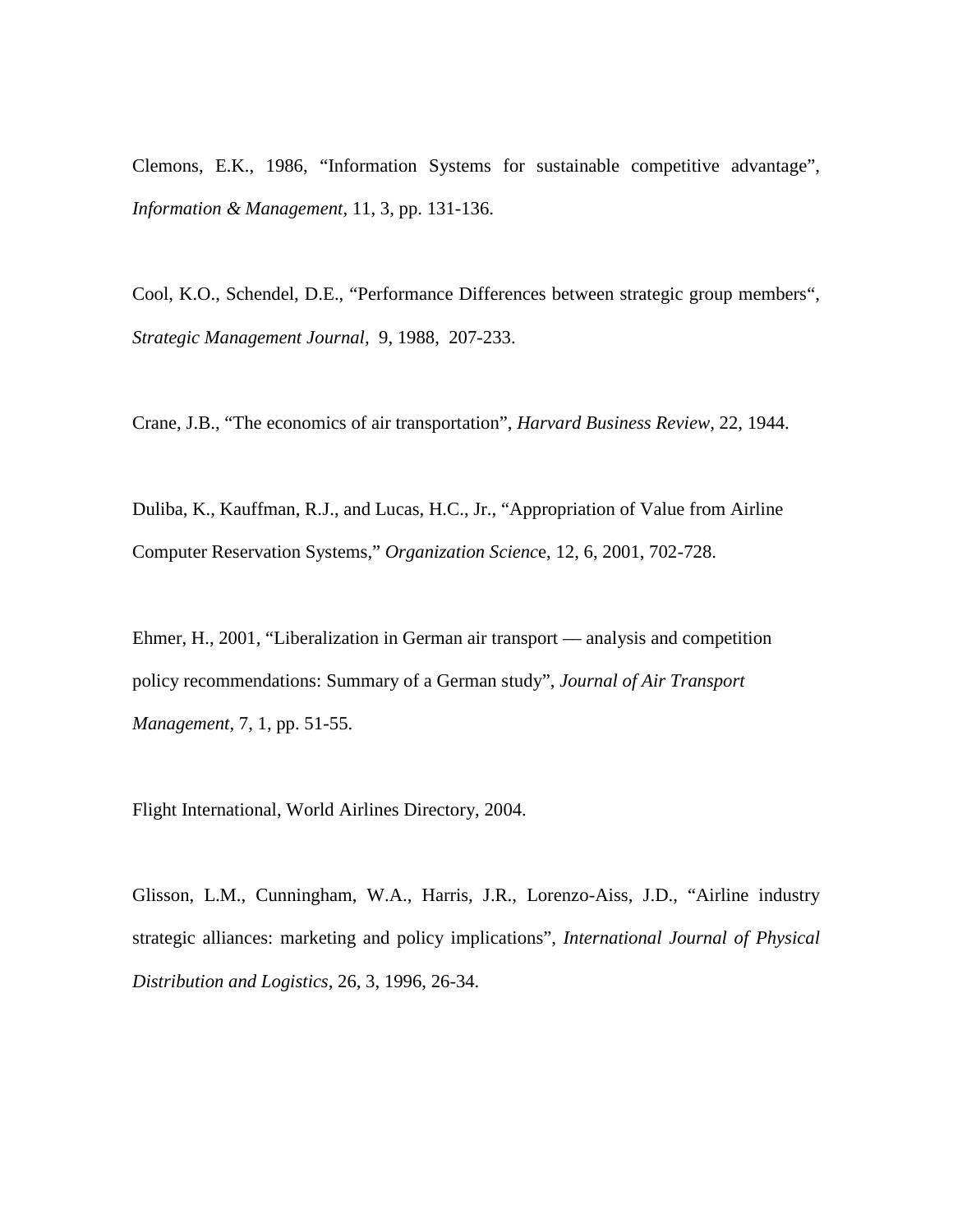Clemons, E.K., 1986, “Information Systems for sustainable competitive advantage”, *Information & Management*, 11, 3, pp. 131-136.

Cool, K.O., Schendel, D.E., “Performance Differences between strategic group members“, *Strategic Management Journal*, 9, 1988, 207-233.

Crane, J.B., “The economics of air transportation”, *Harvard Business Review*, 22, 1944.

Duliba, K., Kauffman, R.J., and Lucas, H.C., Jr., “Appropriation of Value from Airline Computer Reservation Systems,” *Organization Scienc*e, 12, 6, 2001, 702-728.

Ehmer, H., 2001, “Liberalization in German air transport — analysis and competition policy recommendations: Summary of a German study”, *Journal of Air Transport Management*, 7, 1, pp. 51-55.

Flight International, World Airlines Directory, 2004.

Glisson, L.M., Cunningham, W.A., Harris, J.R., Lorenzo-Aiss, J.D., “Airline industry strategic alliances: marketing and policy implications”, *International Journal of Physical Distribution and Logistics*, 26, 3, 1996, 26-34.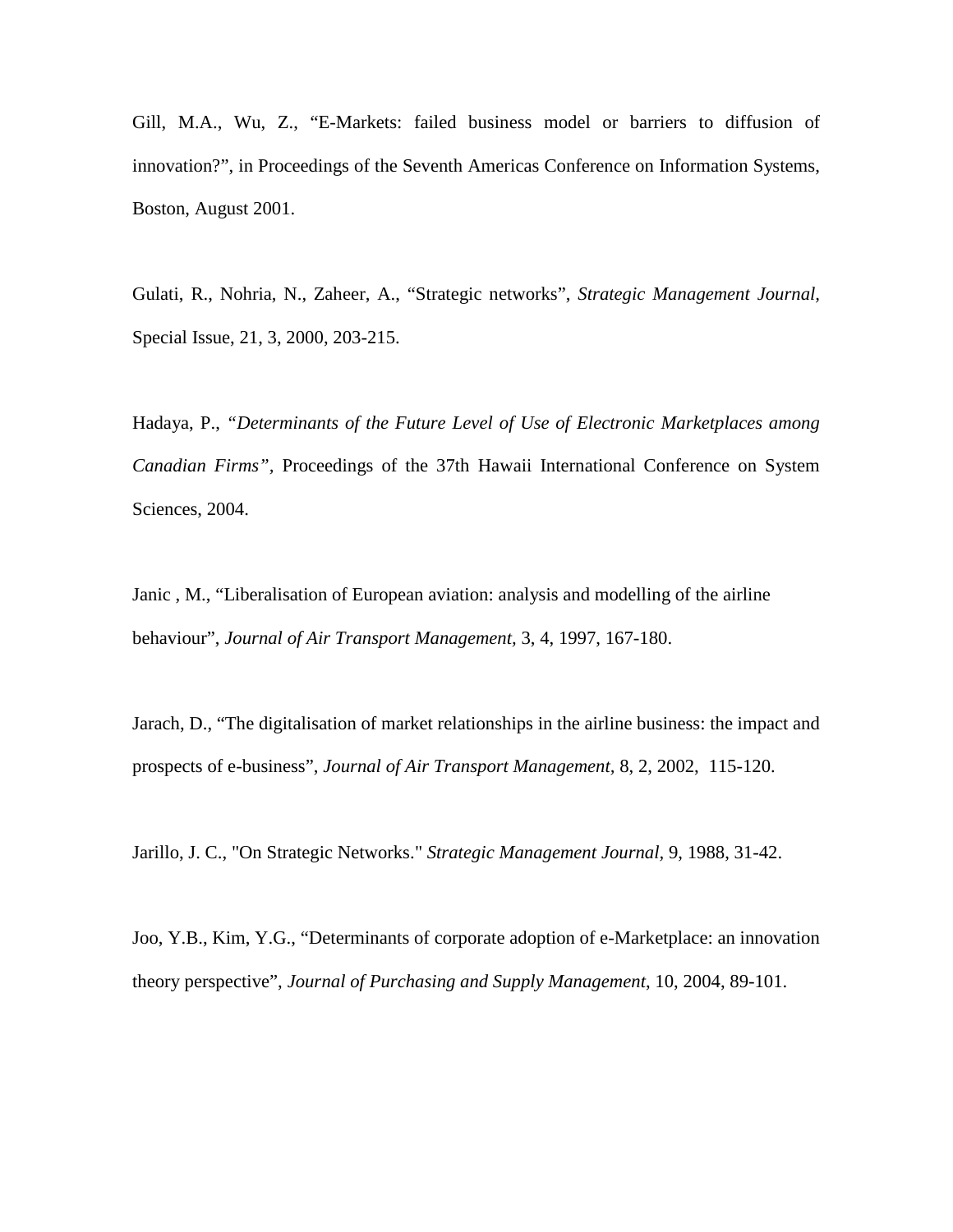Gill, M.A., Wu, Z., “E-Markets: failed business model or barriers to diffusion of innovation?”, in Proceedings of the Seventh Americas Conference on Information Systems, Boston, August 2001.

Gulati, R., Nohria, N., Zaheer, A., “Strategic networks”, *Strategic Management Journal*, Special Issue, 21, 3, 2000, 203-215.

Hadaya, P., *“Determinants of the Future Level of Use of Electronic Marketplaces among Canadian Firms”*, Proceedings of the 37th Hawaii International Conference on System Sciences, 2004.

Janic , M., “Liberalisation of European aviation: analysis and modelling of the airline behaviour”, *Journal of Air Transport Management,* 3, 4, 1997, 167-180.

Jarach, D., “The digitalisation of market relationships in the airline business: the impact and prospects of e-business”, *Journal of Air Transport Management,* 8, 2, 2002, 115-120.

Jarillo, J. C., "On Strategic Networks." *Strategic Management Journal*, 9, 1988, 31-42.

Joo, Y.B., Kim, Y.G., “Determinants of corporate adoption of e-Marketplace: an innovation theory perspective”, *Journal of Purchasing and Supply Management*, 10, 2004, 89-101.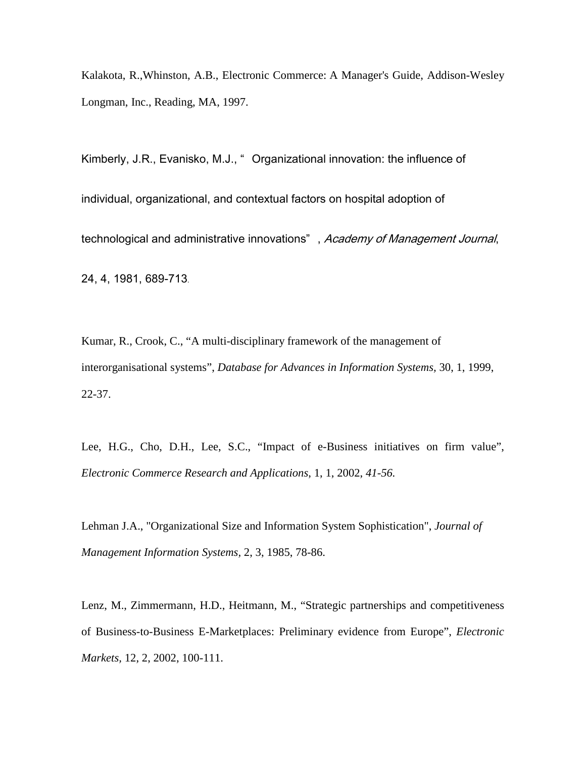Kalakota, R.,Whinston, A.B., Electronic Commerce: A Manager's Guide, Addison-Wesley Longman, Inc., Reading, MA, 1997.

Kimberly, J.R., Evanisko, M.J., " Organizational innovation: the influence of individual, organizational, and contextual factors on hospital adoption of technological and administrative innovations" , *Academy of Management Journal*, 24, 4, 1981, 689-713.

Kumar, R., Crook, C., "A multi-disciplinary framework of the management of interorganisational systems", *Database for Advances in Information Systems*, 30, 1, 1999, 22-37.

Lee, H.G., Cho, D.H., Lee, S.C., "Impact of e-Business initiatives on firm value", *Electronic Commerce Research and Applications*, 1, 1, 2002, *41-56*.

Lehman J.A., "Organizational Size and Information System Sophistication", *Journal of Management Information Systems*, 2, 3, 1985, 78-86.

Lenz, M., Zimmermann, H.D., Heitmann, M., "Strategic partnerships and competitiveness of Business-to-Business E-Marketplaces: Preliminary evidence from Europe", *Electronic Markets*, 12, 2, 2002, 100-111.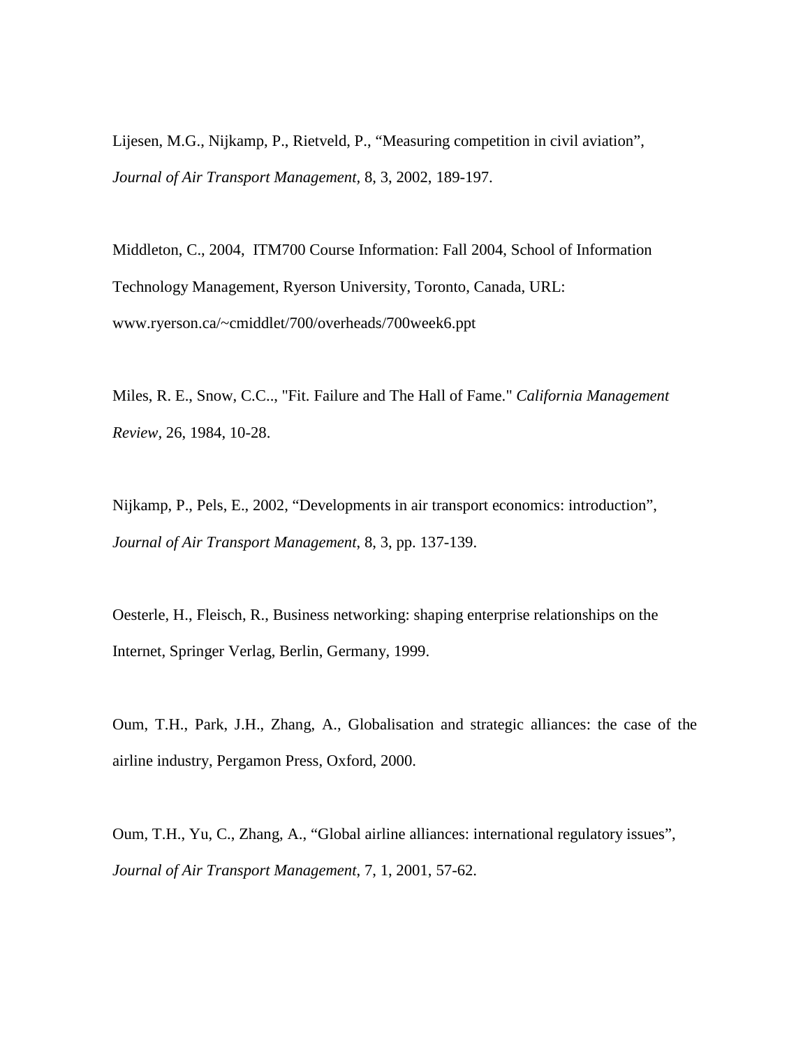Lijesen, M.G., Nijkamp, P., Rietveld, P., “Measuring competition in civil aviation”, *Journal of Air Transport Management*, 8, 3, 2002, 189-197.

Middleton, C., 2004, ITM700 Course Information: Fall 2004, School of Information Technology Management, Ryerson University, Toronto, Canada, URL: www.ryerson.ca/~cmiddlet/700/overheads/700week6.ppt

Miles, R. E., Snow, C.C.., "Fit. Failure and The Hall of Fame." *California Management Review*, 26, 1984, 10-28.

Nijkamp, P., Pels, E., 2002, “Developments in air transport economics: introduction”, *Journal of Air Transport Management*, 8, 3, pp. 137-139.

Oesterle, H., Fleisch, R., Business networking: shaping enterprise relationships on the Internet, Springer Verlag, Berlin, Germany, 1999.

Oum, T.H., Park, J.H., Zhang, A., Globalisation and strategic alliances: the case of the airline industry, Pergamon Press, Oxford, 2000.

Oum, T.H., Yu, C., Zhang, A., “Global airline alliances: international regulatory issues”, *Journal of Air Transport Management*, 7, 1, 2001, 57-62.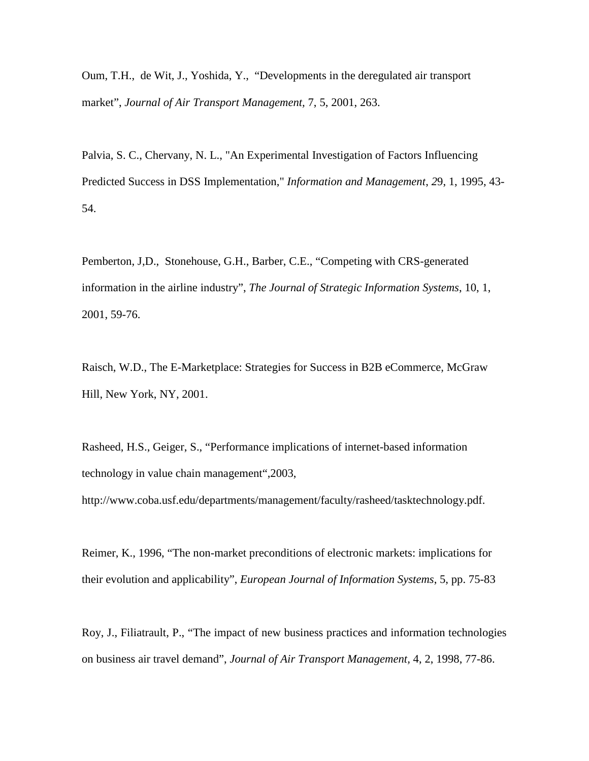Oum, T.H., de Wit, J., Yoshida, Y., "Developments in the deregulated air transport market", *Journal of Air Transport Management,* 7, 5, 2001, 263.

Palvia, S. C., Chervany, N. L., "An Experimental Investigation of Factors Influencing Predicted Success in DSS Implementation," *Information and Management, 2*9, 1, 1995, 43-54.

Pemberton, J,D., Stonehouse, G.H., Barber, C.E., "Competing with CRS-generated information in the airline industry", *The Journal of Strategic Information Systems*, 10, 1, 2001, 59-76.

Raisch, W.D., The E-Marketplace: Strategies for Success in B2B eCommerce, McGraw Hill, New York, NY, 2001.

Rasheed, H.S., Geiger, S., "Performance implications of internet-based information technology in value chain management",2003, http://www.coba.usf.edu/departments/management/faculty/rasheed/tasktechnology.pdf.

Reimer, K., 1996, "The non-market preconditions of electronic markets: implications for their evolution and applicability", *European Journal of Information Systems*, 5, pp. 75-83

Roy, J., Filiatrault, P., "The impact of new business practices and information technologies on business air travel demand", *Journal of Air Transport Management,* 4, 2, 1998, 77-86.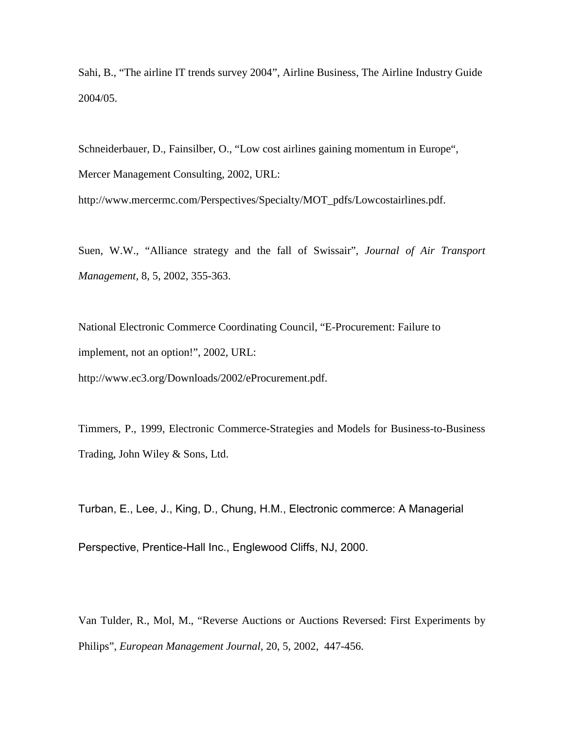Sahi, B., "The airline IT trends survey 2004", Airline Business, The Airline Industry Guide 2004/05.

Schneiderbauer, D., Fainsilber, O., "Low cost airlines gaining momentum in Europe", Mercer Management Consulting, 2002, URL: http://www.mercermc.com/Perspectives/Specialty/MOT_pdfs/Lowcostairlines.pdf.

Suen, W.W., "Alliance strategy and the fall of Swissair", *Journal of Air Transport Management,* 8, 5, 2002, 355-363.

National Electronic Commerce Coordinating Council, "E-Procurement: Failure to implement, not an option!", 2002, URL: http://www.ec3.org/Downloads/2002/eProcurement.pdf.

Timmers, P., 1999, Electronic Commerce-Strategies and Models for Business-to-Business Trading, John Wiley & Sons, Ltd.

Turban, E., Lee, J., King, D., Chung, H.M., Electronic commerce: A Managerial Perspective, Prentice-Hall Inc., Englewood Cliffs, NJ, 2000.

Van Tulder, R., Mol, M., "Reverse Auctions or Auctions Reversed: First Experiments by Philips", *European Management Journal,* 20, 5, 2002, 447-456.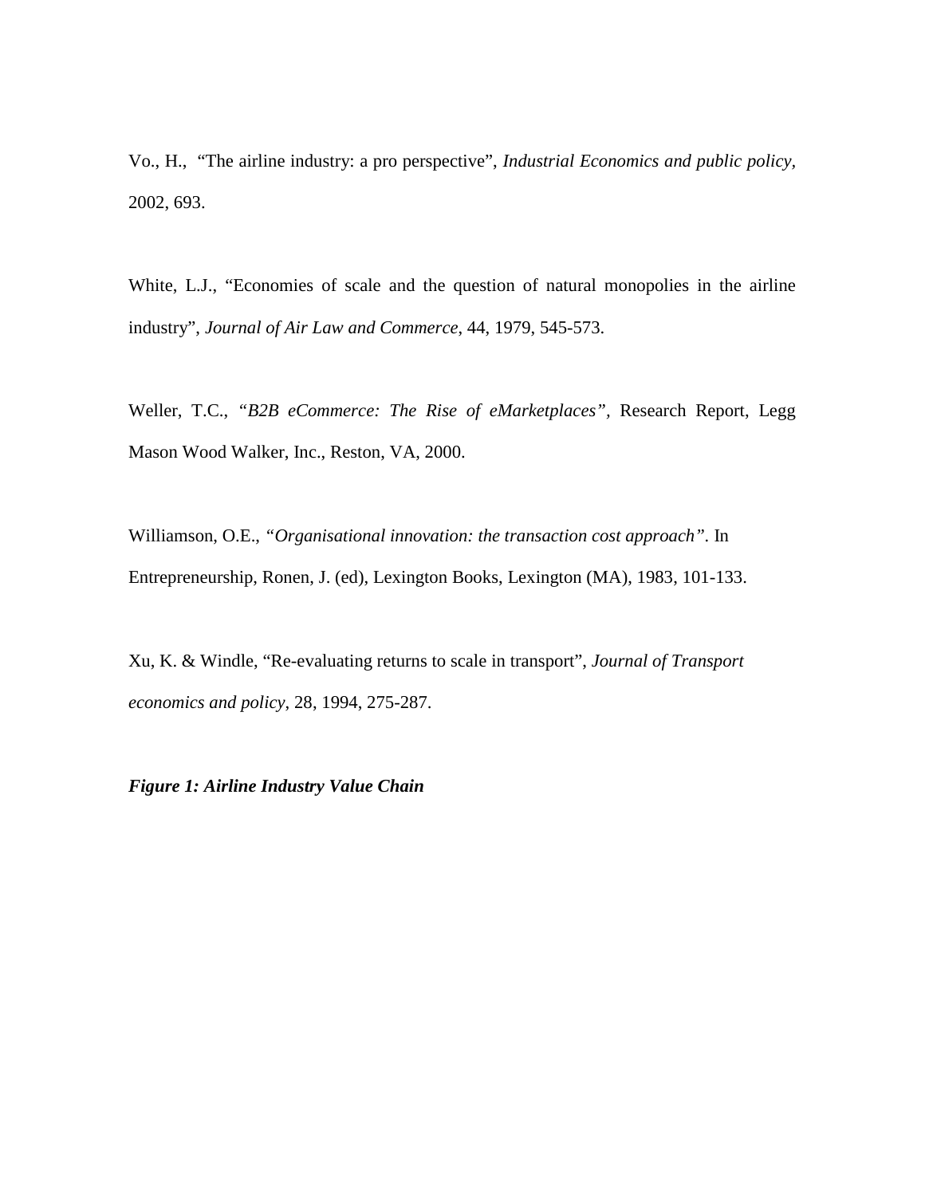Vo., H., “The airline industry: a pro perspective”, *Industrial Economics and public policy*, 2002, 693.

White, L.J., “Economies of scale and the question of natural monopolies in the airline industry”, *Journal of Air Law and Commerce*, 44, 1979, 545-573.

Weller, T.C., *“B2B eCommerce: The Rise of eMarketplaces”*, Research Report, Legg Mason Wood Walker, Inc., Reston, VA, 2000.

Williamson, O.E., *“Organisational innovation: the transaction cost approach”*. In Entrepreneurship, Ronen, J. (ed), Lexington Books, Lexington (MA), 1983, 101-133.

Xu, K. & Windle, “Re-evaluating returns to scale in transport”, *Journal of Transport economics and policy*, 28, 1994, 275-287.

***Figure 1: Airline Industry Value Chain***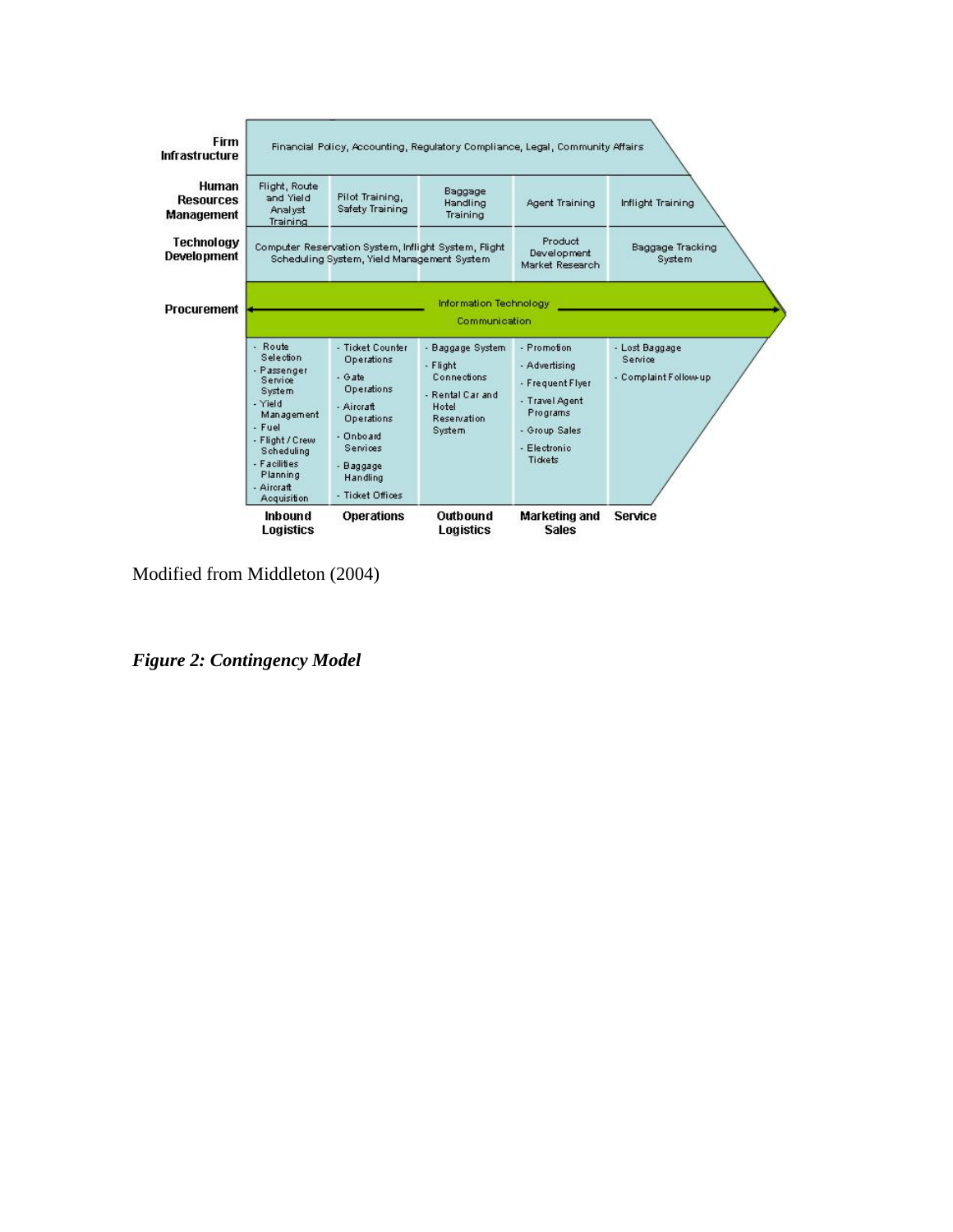| | Inbound Logistics | Operations | Outbound Logistics | Marketing and Sales | Service |
|---|---|---|---|---|---|
| **Firm Infrastructure** | Financial Policy, Accounting, Regulatory Compliance, Legal, Community Affairs | | | | |
| **Human Resources Management** | Flight, Route and Yield Analyst Training | Pilot Training, Safety Training | Baggage Handling Training | Agent Training | Inflight Training |
| **Technology Development** | Computer Reservation System, Inflight System, Flight Scheduling System, Yield Management System | | | Product Development Market Research | Baggage Tracking System |
| **Procurement** | Information Technology Communication | | | | |
| | - Route Selection<br>- Passenger Service System<br>- Yield Management<br>- Fuel<br>- Flight / Crew Scheduling<br>- Facilities Planning<br>- Aircraft Acquisition | - Ticket Counter Operations<br>- Gate Operations<br>- Aircraft Operations<br>- Onboard Services<br>- Baggage Handling<br>- Ticket Offices | - Baggage System<br>- Flight Connections<br>- Rental Car and Hotel Reservation System | - Promotion<br>- Advertising<br>- Frequent Flyer<br>- Travel Agent Programs<br>- Group Sales<br>- Electronic Tickets | - Lost Baggage Service<br>- Complaint Follow-up |

Modified from Middleton (2004)

***Figure 2: Contingency Model***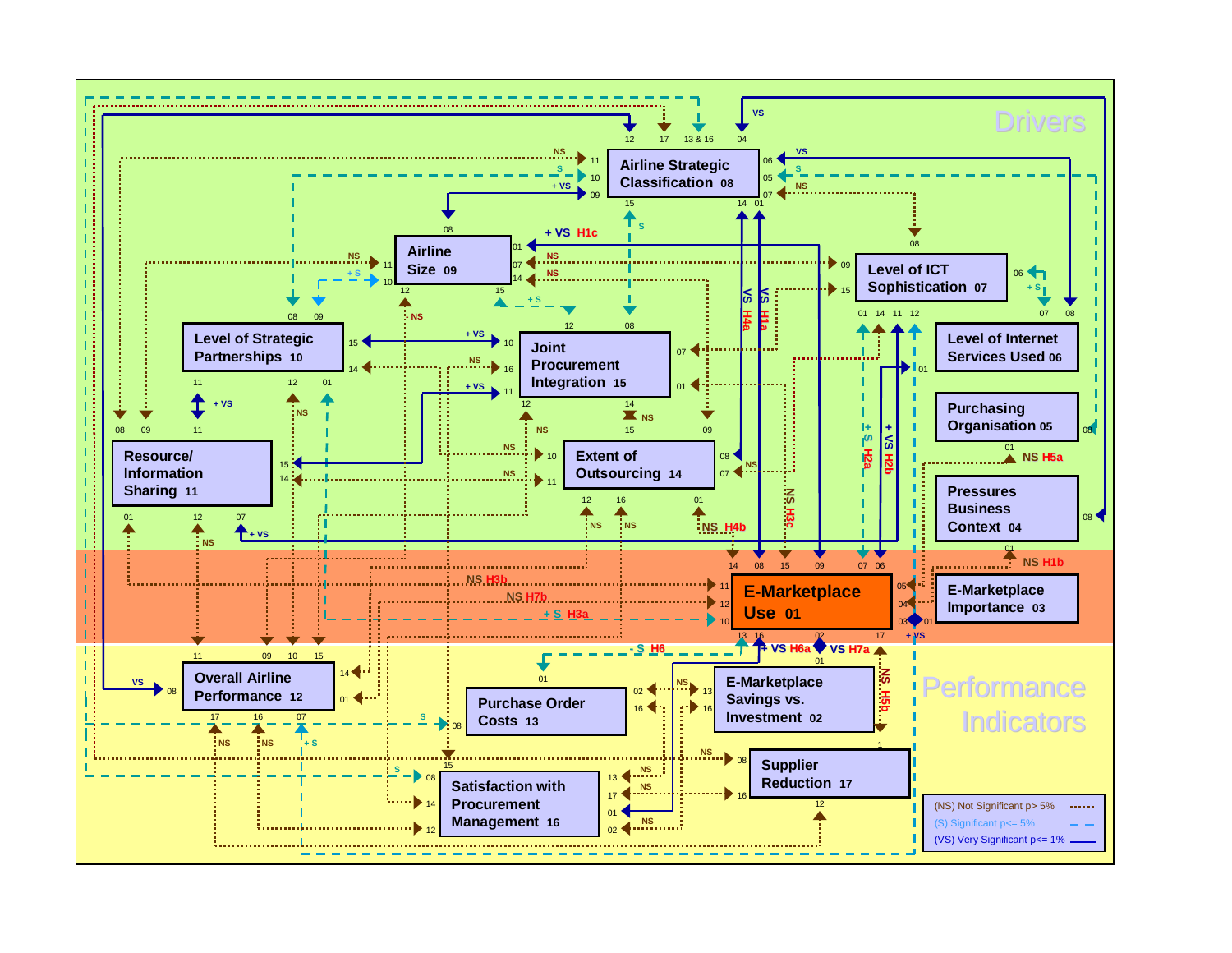Drivers

- Airline Strategic Classification 08
- Airline Size 09
- Level of ICT Sophistication 07
- Level of Strategic Partnerships 10
- Joint Procurement Integration 15
- Level of Internet Services Used 06
- Purchasing Organisation 05
- Resource/ Information Sharing 11
- Extent of Outsourcing 14
- Pressures Business Context 04

- E-Marketplace Use 01
- E-Marketplace Importance 03

Performance Indicators

- Overall Airline Performance 12
- Purchase Order Costs 13
- E-Marketplace Savings vs. Investment 02
- Supplier Reduction 17
- Satisfaction with Procurement Management 16

+ VS H1c

VS H1a

VS H4a

+ S H2a

+ VS H2b

NS H3c

NS H4b

NS H5a

NS H1b

NS H3b

NS H7b

+ S H3a

- S H6

+ VS H6a

VS H7a

NS H5b

(NS) Not Significant p> 5%

(S) Significant p<= 5%

(VS) Very Significant p<= 1%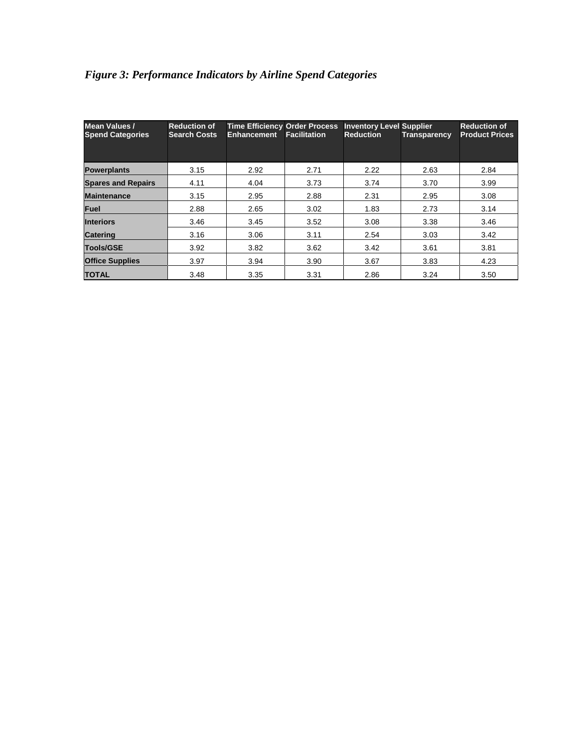*Figure 3: Performance Indicators by Airline Spend Categories*

| Mean Values / Spend Categories | Reduction of Search Costs | Time Efficiency Enhancement | Order Process Facilitation | Inventory Level Reduction | Supplier Transparency | Reduction of Product Prices |
|---|---|---|---|---|---|---|
| **Powerplants** | 3.15 | 2.92 | 2.71 | 2.22 | 2.63 | 2.84 |
| **Spares and Repairs** | 4.11 | 4.04 | 3.73 | 3.74 | 3.70 | 3.99 |
| **Maintenance** | 3.15 | 2.95 | 2.88 | 2.31 | 2.95 | 3.08 |
| **Fuel** | 2.88 | 2.65 | 3.02 | 1.83 | 2.73 | 3.14 |
| **Interiors** | 3.46 | 3.45 | 3.52 | 3.08 | 3.38 | 3.46 |
| **Catering** | 3.16 | 3.06 | 3.11 | 2.54 | 3.03 | 3.42 |
| **Tools/GSE** | 3.92 | 3.82 | 3.62 | 3.42 | 3.61 | 3.81 |
| **Office Supplies** | 3.97 | 3.94 | 3.90 | 3.67 | 3.83 | 4.23 |
| **TOTAL** | 3.48 | 3.35 | 3.31 | 2.86 | 3.24 | 3.50 |